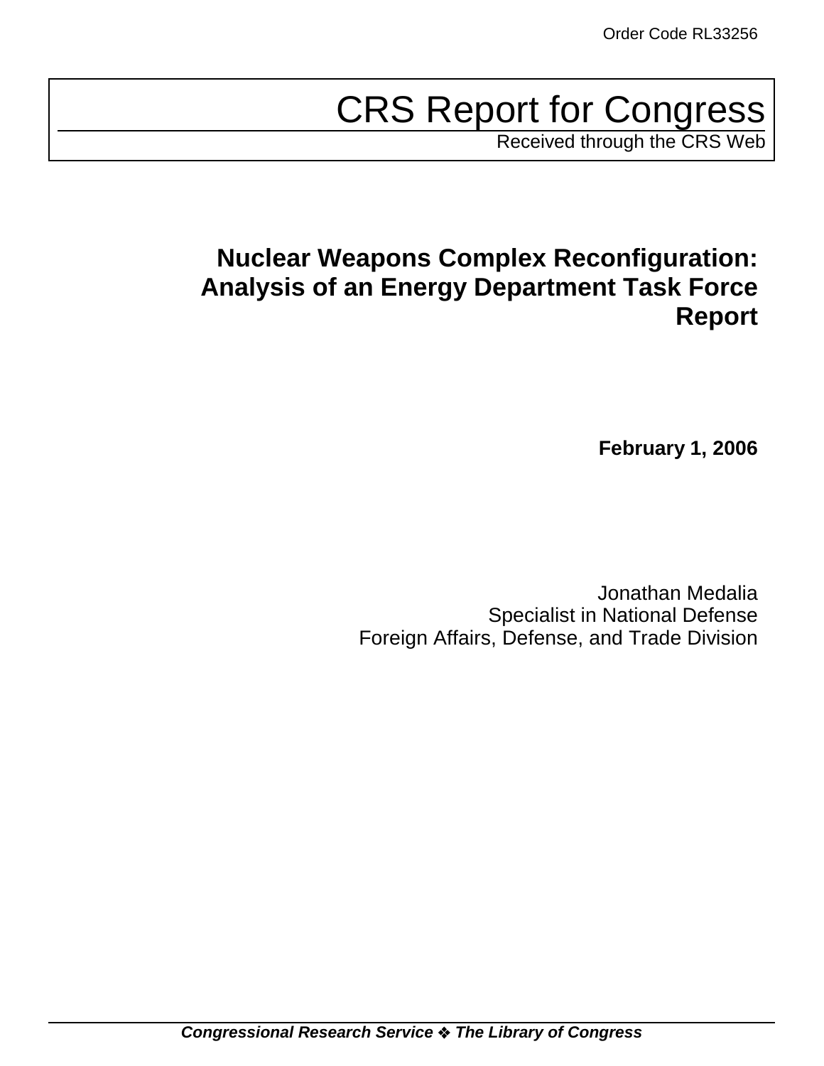Order Code RL33256

# CRS Report for Congress

Received through the CRS Web

## Nuclear Weapons Complex Reconfiguration: Analysis of an Energy Department Task Force Report

**February 1, 2006**

Jonathan Medalia
Specialist in National Defense
Foreign Affairs, Defense, and Trade Division

***Congressional Research Service ❖ The Library of Congress***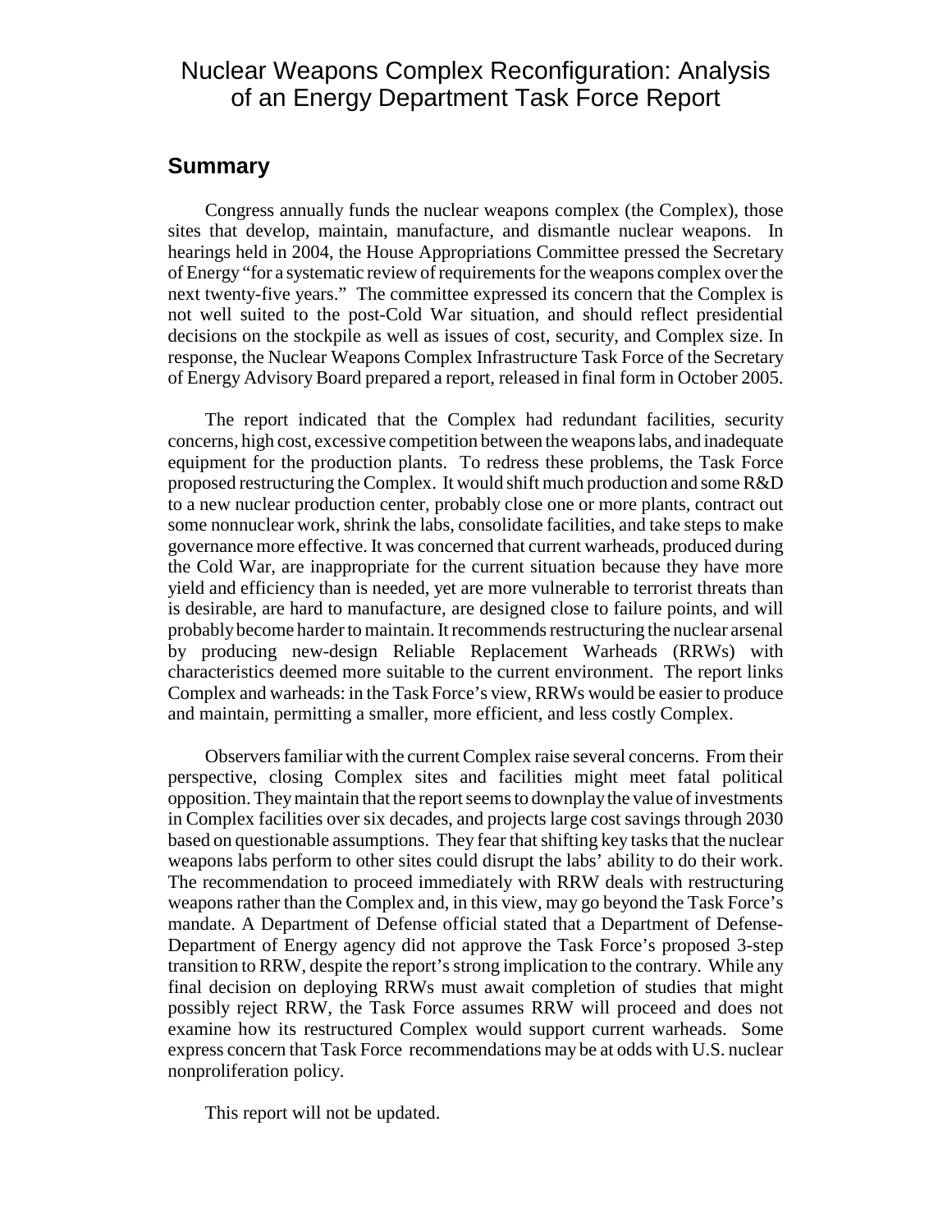# Nuclear Weapons Complex Reconfiguration: Analysis of an Energy Department Task Force Report

## Summary

Congress annually funds the nuclear weapons complex (the Complex), those sites that develop, maintain, manufacture, and dismantle nuclear weapons. In hearings held in 2004, the House Appropriations Committee pressed the Secretary of Energy "for a systematic review of requirements for the weapons complex over the next twenty-five years." The committee expressed its concern that the Complex is not well suited to the post-Cold War situation, and should reflect presidential decisions on the stockpile as well as issues of cost, security, and Complex size. In response, the Nuclear Weapons Complex Infrastructure Task Force of the Secretary of Energy Advisory Board prepared a report, released in final form in October 2005.

The report indicated that the Complex had redundant facilities, security concerns, high cost, excessive competition between the weapons labs, and inadequate equipment for the production plants. To redress these problems, the Task Force proposed restructuring the Complex. It would shift much production and some R&D to a new nuclear production center, probably close one or more plants, contract out some nonnuclear work, shrink the labs, consolidate facilities, and take steps to make governance more effective. It was concerned that current warheads, produced during the Cold War, are inappropriate for the current situation because they have more yield and efficiency than is needed, yet are more vulnerable to terrorist threats than is desirable, are hard to manufacture, are designed close to failure points, and will probably become harder to maintain. It recommends restructuring the nuclear arsenal by producing new-design Reliable Replacement Warheads (RRWs) with characteristics deemed more suitable to the current environment. The report links Complex and warheads: in the Task Force's view, RRWs would be easier to produce and maintain, permitting a smaller, more efficient, and less costly Complex.

Observers familiar with the current Complex raise several concerns. From their perspective, closing Complex sites and facilities might meet fatal political opposition. They maintain that the report seems to downplay the value of investments in Complex facilities over six decades, and projects large cost savings through 2030 based on questionable assumptions. They fear that shifting key tasks that the nuclear weapons labs perform to other sites could disrupt the labs' ability to do their work. The recommendation to proceed immediately with RRW deals with restructuring weapons rather than the Complex and, in this view, may go beyond the Task Force's mandate. A Department of Defense official stated that a Department of Defense-Department of Energy agency did not approve the Task Force's proposed 3-step transition to RRW, despite the report's strong implication to the contrary. While any final decision on deploying RRWs must await completion of studies that might possibly reject RRW, the Task Force assumes RRW will proceed and does not examine how its restructured Complex would support current warheads. Some express concern that Task Force recommendations may be at odds with U.S. nuclear nonproliferation policy.

This report will not be updated.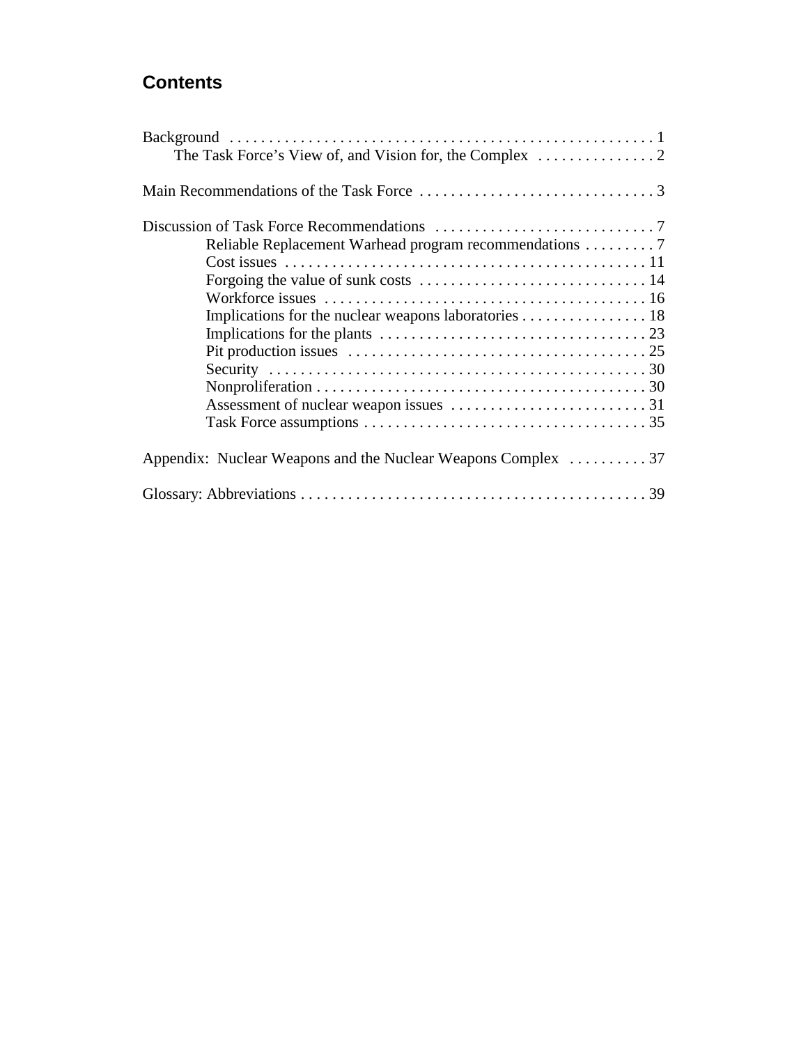# Contents

Background . . . . . . . . . . . . . . . . . . . . . . . . . . . . . . . . . . . . . . . . . . . . . . . . . . . . 1
- The Task Force's View of, and Vision for, the Complex . . . . . . . . . . . . . . . 2

Main Recommendations of the Task Force . . . . . . . . . . . . . . . . . . . . . . . . . . . . . . 3

Discussion of Task Force Recommendations . . . . . . . . . . . . . . . . . . . . . . . . . . . . 7
- Reliable Replacement Warhead program recommendations . . . . . . . . . 7
- Cost issues . . . . . . . . . . . . . . . . . . . . . . . . . . . . . . . . . . . . . . . . . . . . . 11
- Forgoing the value of sunk costs . . . . . . . . . . . . . . . . . . . . . . . . . . . . . 14
- Workforce issues . . . . . . . . . . . . . . . . . . . . . . . . . . . . . . . . . . . . . . . . 16
- Implications for the nuclear weapons laboratories . . . . . . . . . . . . . . . . 18
- Implications for the plants . . . . . . . . . . . . . . . . . . . . . . . . . . . . . . . . . . 23
- Pit production issues . . . . . . . . . . . . . . . . . . . . . . . . . . . . . . . . . . . . . . 25
- Security . . . . . . . . . . . . . . . . . . . . . . . . . . . . . . . . . . . . . . . . . . . . . . . . 30
- Nonproliferation . . . . . . . . . . . . . . . . . . . . . . . . . . . . . . . . . . . . . . . . . . 30
- Assessment of nuclear weapon issues . . . . . . . . . . . . . . . . . . . . . . . . . 31
- Task Force assumptions . . . . . . . . . . . . . . . . . . . . . . . . . . . . . . . . . . . . 35

Appendix: Nuclear Weapons and the Nuclear Weapons Complex . . . . . . . . . . 37

Glossary: Abbreviations . . . . . . . . . . . . . . . . . . . . . . . . . . . . . . . . . . . . . . . . . . . . 39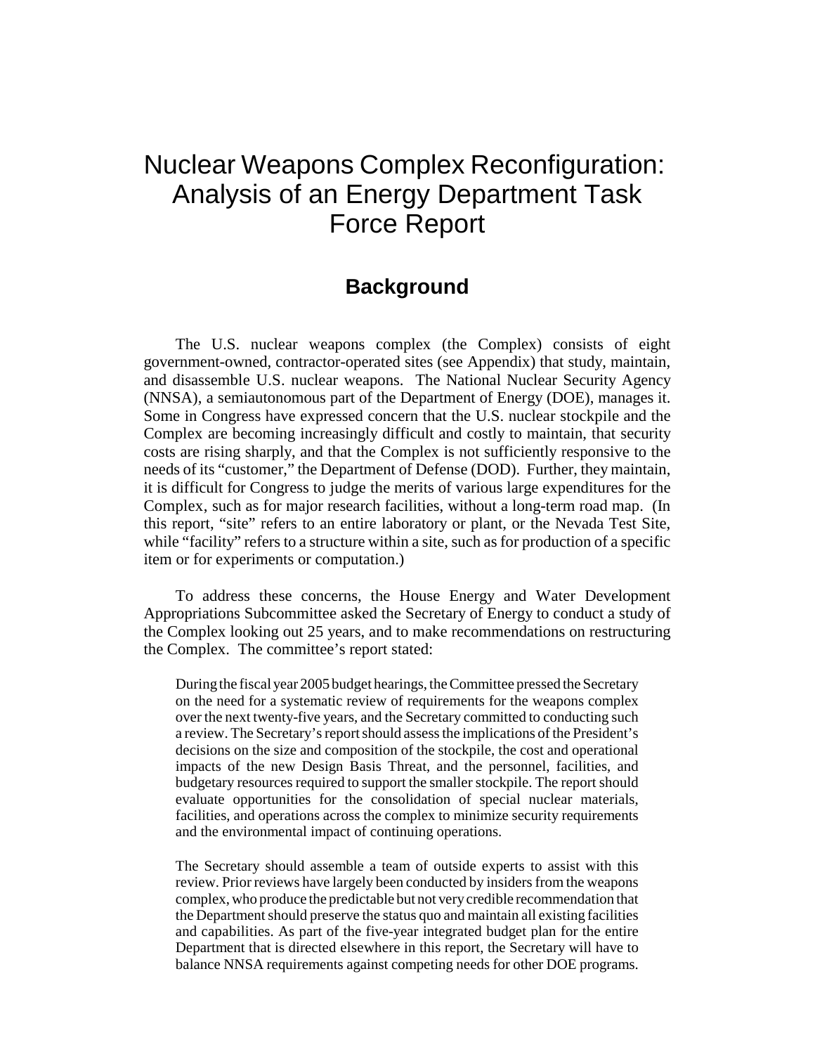# Nuclear Weapons Complex Reconfiguration: Analysis of an Energy Department Task Force Report

## Background

The U.S. nuclear weapons complex (the Complex) consists of eight government-owned, contractor-operated sites (see Appendix) that study, maintain, and disassemble U.S. nuclear weapons. The National Nuclear Security Agency (NNSA), a semiautonomous part of the Department of Energy (DOE), manages it. Some in Congress have expressed concern that the U.S. nuclear stockpile and the Complex are becoming increasingly difficult and costly to maintain, that security costs are rising sharply, and that the Complex is not sufficiently responsive to the needs of its "customer," the Department of Defense (DOD). Further, they maintain, it is difficult for Congress to judge the merits of various large expenditures for the Complex, such as for major research facilities, without a long-term road map. (In this report, "site" refers to an entire laboratory or plant, or the Nevada Test Site, while "facility" refers to a structure within a site, such as for production of a specific item or for experiments or computation.)

To address these concerns, the House Energy and Water Development Appropriations Subcommittee asked the Secretary of Energy to conduct a study of the Complex looking out 25 years, and to make recommendations on restructuring the Complex. The committee's report stated:

> During the fiscal year 2005 budget hearings, the Committee pressed the Secretary on the need for a systematic review of requirements for the weapons complex over the next twenty-five years, and the Secretary committed to conducting such a review. The Secretary's report should assess the implications of the President's decisions on the size and composition of the stockpile, the cost and operational impacts of the new Design Basis Threat, and the personnel, facilities, and budgetary resources required to support the smaller stockpile. The report should evaluate opportunities for the consolidation of special nuclear materials, facilities, and operations across the complex to minimize security requirements and the environmental impact of continuing operations.
>
> The Secretary should assemble a team of outside experts to assist with this review. Prior reviews have largely been conducted by insiders from the weapons complex, who produce the predictable but not very credible recommendation that the Department should preserve the status quo and maintain all existing facilities and capabilities. As part of the five-year integrated budget plan for the entire Department that is directed elsewhere in this report, the Secretary will have to balance NNSA requirements against competing needs for other DOE programs.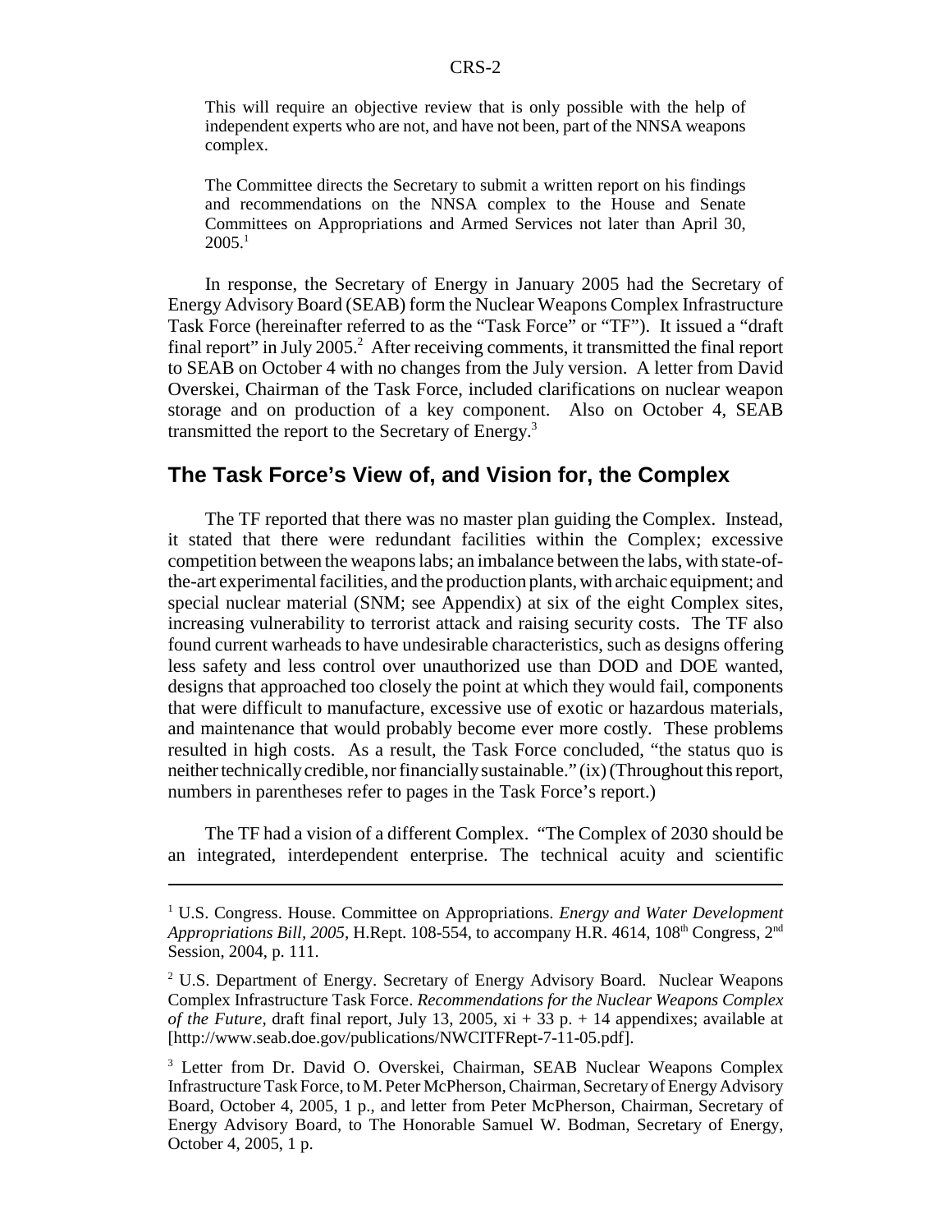This will require an objective review that is only possible with the help of independent experts who are not, and have not been, part of the NNSA weapons complex.

The Committee directs the Secretary to submit a written report on his findings and recommendations on the NNSA complex to the House and Senate Committees on Appropriations and Armed Services not later than April 30, 2005.[1]

In response, the Secretary of Energy in January 2005 had the Secretary of Energy Advisory Board (SEAB) form the Nuclear Weapons Complex Infrastructure Task Force (hereinafter referred to as the "Task Force" or "TF"). It issued a "draft final report" in July 2005.[2] After receiving comments, it transmitted the final report to SEAB on October 4 with no changes from the July version. A letter from David Overskei, Chairman of the Task Force, included clarifications on nuclear weapon storage and on production of a key component. Also on October 4, SEAB transmitted the report to the Secretary of Energy.[3]

## The Task Force's View of, and Vision for, the Complex

The TF reported that there was no master plan guiding the Complex. Instead, it stated that there were redundant facilities within the Complex; excessive competition between the weapons labs; an imbalance between the labs, with state-of-the-art experimental facilities, and the production plants, with archaic equipment; and special nuclear material (SNM; see Appendix) at six of the eight Complex sites, increasing vulnerability to terrorist attack and raising security costs. The TF also found current warheads to have undesirable characteristics, such as designs offering less safety and less control over unauthorized use than DOD and DOE wanted, designs that approached too closely the point at which they would fail, components that were difficult to manufacture, excessive use of exotic or hazardous materials, and maintenance that would probably become ever more costly. These problems resulted in high costs. As a result, the Task Force concluded, "the status quo is neither technically credible, nor financially sustainable." (ix) (Throughout this report, numbers in parentheses refer to pages in the Task Force's report.)

The TF had a vision of a different Complex. "The Complex of 2030 should be an integrated, interdependent enterprise. The technical acuity and scientific

---

[1] U.S. Congress. House. Committee on Appropriations. *Energy and Water Development Appropriations Bill, 2005*, H.Rept. 108-554, to accompany H.R. 4614, 108th Congress, 2nd Session, 2004, p. 111.

[2] U.S. Department of Energy. Secretary of Energy Advisory Board. Nuclear Weapons Complex Infrastructure Task Force. *Recommendations for the Nuclear Weapons Complex of the Future*, draft final report, July 13, 2005, xi + 33 p. + 14 appendixes; available at [http://www.seab.doe.gov/publications/NWCITFRept-7-11-05.pdf].

[3] Letter from Dr. David O. Overskei, Chairman, SEAB Nuclear Weapons Complex Infrastructure Task Force, to M. Peter McPherson, Chairman, Secretary of Energy Advisory Board, October 4, 2005, 1 p., and letter from Peter McPherson, Chairman, Secretary of Energy Advisory Board, to The Honorable Samuel W. Bodman, Secretary of Energy, October 4, 2005, 1 p.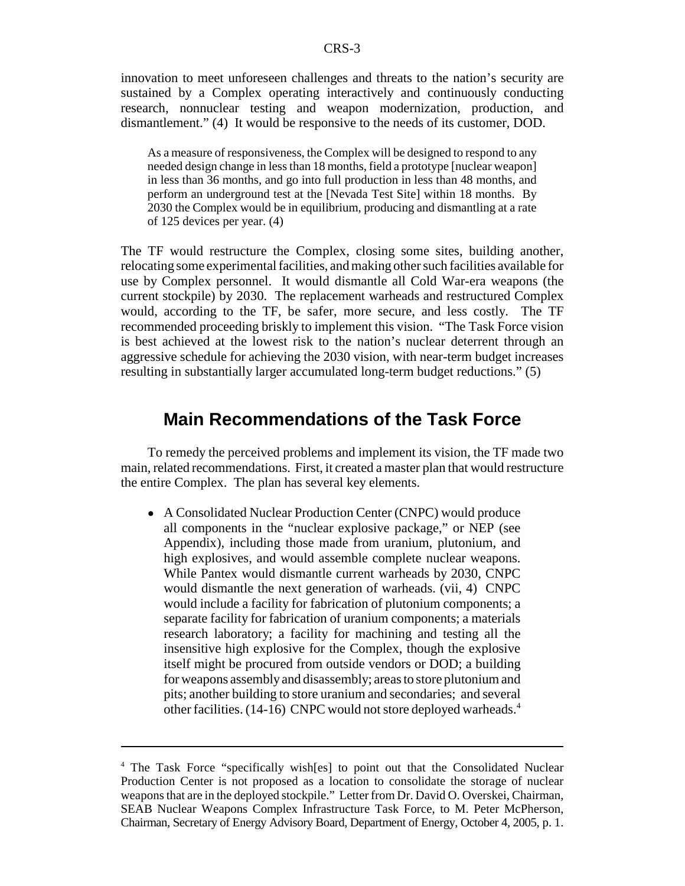innovation to meet unforeseen challenges and threats to the nation's security are sustained by a Complex operating interactively and continuously conducting research, nonnuclear testing and weapon modernization, production, and dismantlement." (4) It would be responsive to the needs of its customer, DOD.

> As a measure of responsiveness, the Complex will be designed to respond to any needed design change in less than 18 months, field a prototype [nuclear weapon] in less than 36 months, and go into full production in less than 48 months, and perform an underground test at the [Nevada Test Site] within 18 months. By 2030 the Complex would be in equilibrium, producing and dismantling at a rate of 125 devices per year. (4)

The TF would restructure the Complex, closing some sites, building another, relocating some experimental facilities, and making other such facilities available for use by Complex personnel. It would dismantle all Cold War-era weapons (the current stockpile) by 2030. The replacement warheads and restructured Complex would, according to the TF, be safer, more secure, and less costly. The TF recommended proceeding briskly to implement this vision. "The Task Force vision is best achieved at the lowest risk to the nation's nuclear deterrent through an aggressive schedule for achieving the 2030 vision, with near-term budget increases resulting in substantially larger accumulated long-term budget reductions." (5)

## Main Recommendations of the Task Force

To remedy the perceived problems and implement its vision, the TF made two main, related recommendations. First, it created a master plan that would restructure the entire Complex. The plan has several key elements.

- A Consolidated Nuclear Production Center (CNPC) would produce all components in the "nuclear explosive package," or NEP (see Appendix), including those made from uranium, plutonium, and high explosives, and would assemble complete nuclear weapons. While Pantex would dismantle current warheads by 2030, CNPC would dismantle the next generation of warheads. (vii, 4) CNPC would include a facility for fabrication of plutonium components; a separate facility for fabrication of uranium components; a materials research laboratory; a facility for machining and testing all the insensitive high explosive for the Complex, though the explosive itself might be procured from outside vendors or DOD; a building for weapons assembly and disassembly; areas to store plutonium and pits; another building to store uranium and secondaries; and several other facilities. (14-16) CNPC would not store deployed warheads.[4]

---

[4] The Task Force "specifically wish[es] to point out that the Consolidated Nuclear Production Center is not proposed as a location to consolidate the storage of nuclear weapons that are in the deployed stockpile." Letter from Dr. David O. Overskei, Chairman, SEAB Nuclear Weapons Complex Infrastructure Task Force, to M. Peter McPherson, Chairman, Secretary of Energy Advisory Board, Department of Energy, October 4, 2005, p. 1.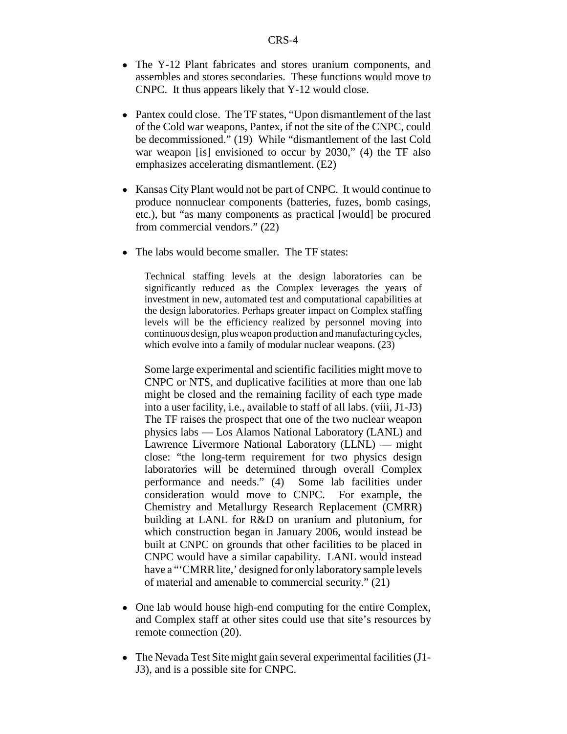- The Y-12 Plant fabricates and stores uranium components, and assembles and stores secondaries. These functions would move to CNPC. It thus appears likely that Y-12 would close.

- Pantex could close. The TF states, "Upon dismantlement of the last of the Cold war weapons, Pantex, if not the site of the CNPC, could be decommissioned." (19) While "dismantlement of the last Cold war weapon [is] envisioned to occur by 2030," (4) the TF also emphasizes accelerating dismantlement. (E2)

- Kansas City Plant would not be part of CNPC. It would continue to produce nonnuclear components (batteries, fuzes, bomb casings, etc.), but "as many components as practical [would] be procured from commercial vendors." (22)

- The labs would become smaller. The TF states:

  > Technical staffing levels at the design laboratories can be significantly reduced as the Complex leverages the years of investment in new, automated test and computational capabilities at the design laboratories. Perhaps greater impact on Complex staffing levels will be the efficiency realized by personnel moving into continuous design, plus weapon production and manufacturing cycles, which evolve into a family of modular nuclear weapons. (23)

  Some large experimental and scientific facilities might move to CNPC or NTS, and duplicative facilities at more than one lab might be closed and the remaining facility of each type made into a user facility, i.e., available to staff of all labs. (viii, J1-J3) The TF raises the prospect that one of the two nuclear weapon physics labs — Los Alamos National Laboratory (LANL) and Lawrence Livermore National Laboratory (LLNL) — might close: "the long-term requirement for two physics design laboratories will be determined through overall Complex performance and needs." (4) Some lab facilities under consideration would move to CNPC. For example, the Chemistry and Metallurgy Research Replacement (CMRR) building at LANL for R&D on uranium and plutonium, for which construction began in January 2006, would instead be built at CNPC on grounds that other facilities to be placed in CNPC would have a similar capability. LANL would instead have a "'CMRR lite,' designed for only laboratory sample levels of material and amenable to commercial security." (21)

- One lab would house high-end computing for the entire Complex, and Complex staff at other sites could use that site's resources by remote connection (20).

- The Nevada Test Site might gain several experimental facilities (J1-J3), and is a possible site for CNPC.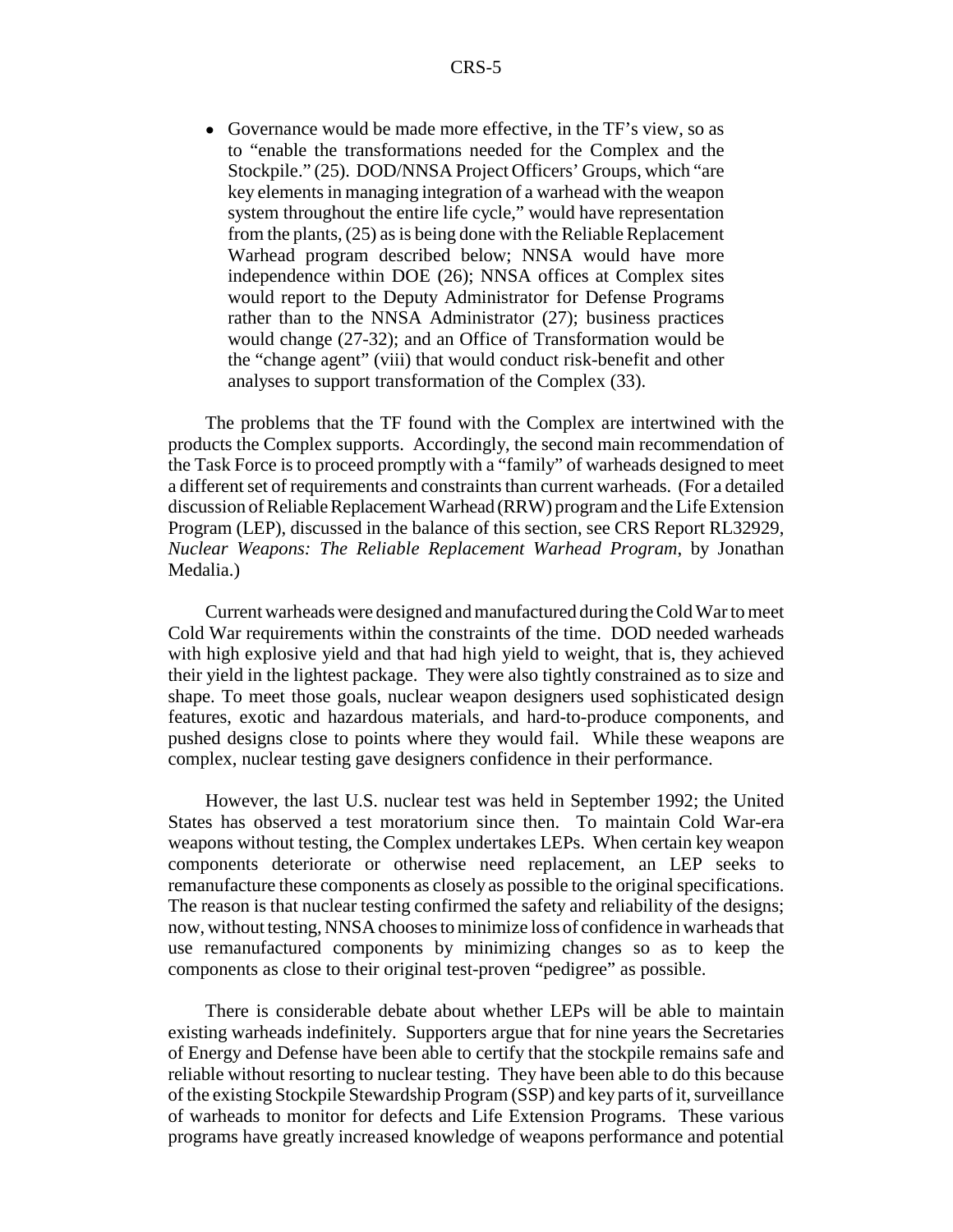- Governance would be made more effective, in the TF's view, so as to "enable the transformations needed for the Complex and the Stockpile." (25). DOD/NNSA Project Officers' Groups, which "are key elements in managing integration of a warhead with the weapon system throughout the entire life cycle," would have representation from the plants, (25) as is being done with the Reliable Replacement Warhead program described below; NNSA would have more independence within DOE (26); NNSA offices at Complex sites would report to the Deputy Administrator for Defense Programs rather than to the NNSA Administrator (27); business practices would change (27-32); and an Office of Transformation would be the "change agent" (viii) that would conduct risk-benefit and other analyses to support transformation of the Complex (33).

The problems that the TF found with the Complex are intertwined with the products the Complex supports. Accordingly, the second main recommendation of the Task Force is to proceed promptly with a "family" of warheads designed to meet a different set of requirements and constraints than current warheads. (For a detailed discussion of Reliable Replacement Warhead (RRW) program and the Life Extension Program (LEP), discussed in the balance of this section, see CRS Report RL32929, *Nuclear Weapons: The Reliable Replacement Warhead Program*, by Jonathan Medalia.)

Current warheads were designed and manufactured during the Cold War to meet Cold War requirements within the constraints of the time. DOD needed warheads with high explosive yield and that had high yield to weight, that is, they achieved their yield in the lightest package. They were also tightly constrained as to size and shape. To meet those goals, nuclear weapon designers used sophisticated design features, exotic and hazardous materials, and hard-to-produce components, and pushed designs close to points where they would fail. While these weapons are complex, nuclear testing gave designers confidence in their performance.

However, the last U.S. nuclear test was held in September 1992; the United States has observed a test moratorium since then. To maintain Cold War-era weapons without testing, the Complex undertakes LEPs. When certain key weapon components deteriorate or otherwise need replacement, an LEP seeks to remanufacture these components as closely as possible to the original specifications. The reason is that nuclear testing confirmed the safety and reliability of the designs; now, without testing, NNSA chooses to minimize loss of confidence in warheads that use remanufactured components by minimizing changes so as to keep the components as close to their original test-proven "pedigree" as possible.

There is considerable debate about whether LEPs will be able to maintain existing warheads indefinitely. Supporters argue that for nine years the Secretaries of Energy and Defense have been able to certify that the stockpile remains safe and reliable without resorting to nuclear testing. They have been able to do this because of the existing Stockpile Stewardship Program (SSP) and key parts of it, surveillance of warheads to monitor for defects and Life Extension Programs. These various programs have greatly increased knowledge of weapons performance and potential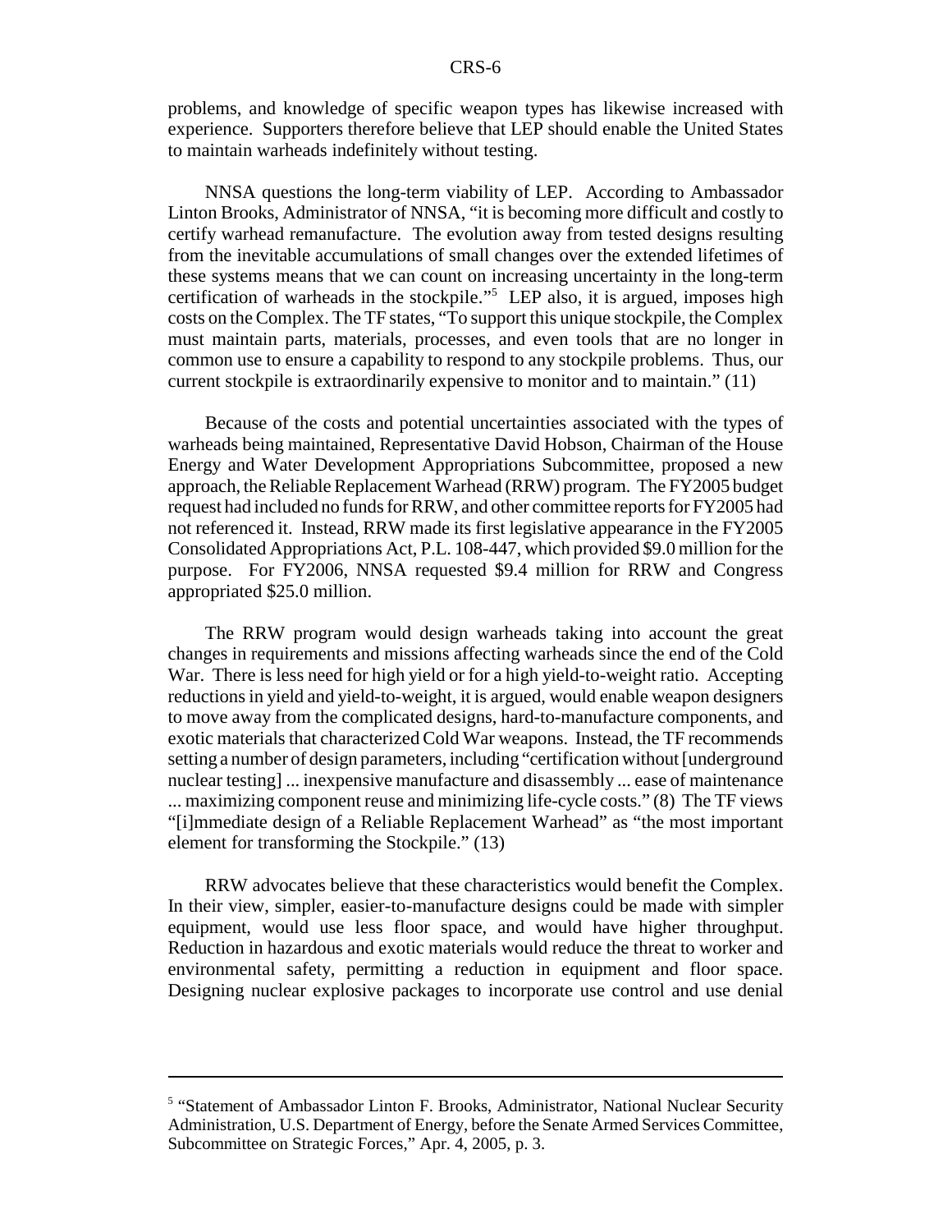problems, and knowledge of specific weapon types has likewise increased with experience. Supporters therefore believe that LEP should enable the United States to maintain warheads indefinitely without testing.

NNSA questions the long-term viability of LEP. According to Ambassador Linton Brooks, Administrator of NNSA, "it is becoming more difficult and costly to certify warhead remanufacture. The evolution away from tested designs resulting from the inevitable accumulations of small changes over the extended lifetimes of these systems means that we can count on increasing uncertainty in the long-term certification of warheads in the stockpile."[5] LEP also, it is argued, imposes high costs on the Complex. The TF states, "To support this unique stockpile, the Complex must maintain parts, materials, processes, and even tools that are no longer in common use to ensure a capability to respond to any stockpile problems. Thus, our current stockpile is extraordinarily expensive to monitor and to maintain." (11)

Because of the costs and potential uncertainties associated with the types of warheads being maintained, Representative David Hobson, Chairman of the House Energy and Water Development Appropriations Subcommittee, proposed a new approach, the Reliable Replacement Warhead (RRW) program. The FY2005 budget request had included no funds for RRW, and other committee reports for FY2005 had not referenced it. Instead, RRW made its first legislative appearance in the FY2005 Consolidated Appropriations Act, P.L. 108-447, which provided \$9.0 million for the purpose. For FY2006, NNSA requested \$9.4 million for RRW and Congress appropriated \$25.0 million.

The RRW program would design warheads taking into account the great changes in requirements and missions affecting warheads since the end of the Cold War. There is less need for high yield or for a high yield-to-weight ratio. Accepting reductions in yield and yield-to-weight, it is argued, would enable weapon designers to move away from the complicated designs, hard-to-manufacture components, and exotic materials that characterized Cold War weapons. Instead, the TF recommends setting a number of design parameters, including "certification without [underground nuclear testing] ... inexpensive manufacture and disassembly ... ease of maintenance ... maximizing component reuse and minimizing life-cycle costs." (8) The TF views "[i]mmediate design of a Reliable Replacement Warhead" as "the most important element for transforming the Stockpile." (13)

RRW advocates believe that these characteristics would benefit the Complex. In their view, simpler, easier-to-manufacture designs could be made with simpler equipment, would use less floor space, and would have higher throughput. Reduction in hazardous and exotic materials would reduce the threat to worker and environmental safety, permitting a reduction in equipment and floor space. Designing nuclear explosive packages to incorporate use control and use denial

---

[5] "Statement of Ambassador Linton F. Brooks, Administrator, National Nuclear Security Administration, U.S. Department of Energy, before the Senate Armed Services Committee, Subcommittee on Strategic Forces," Apr. 4, 2005, p. 3.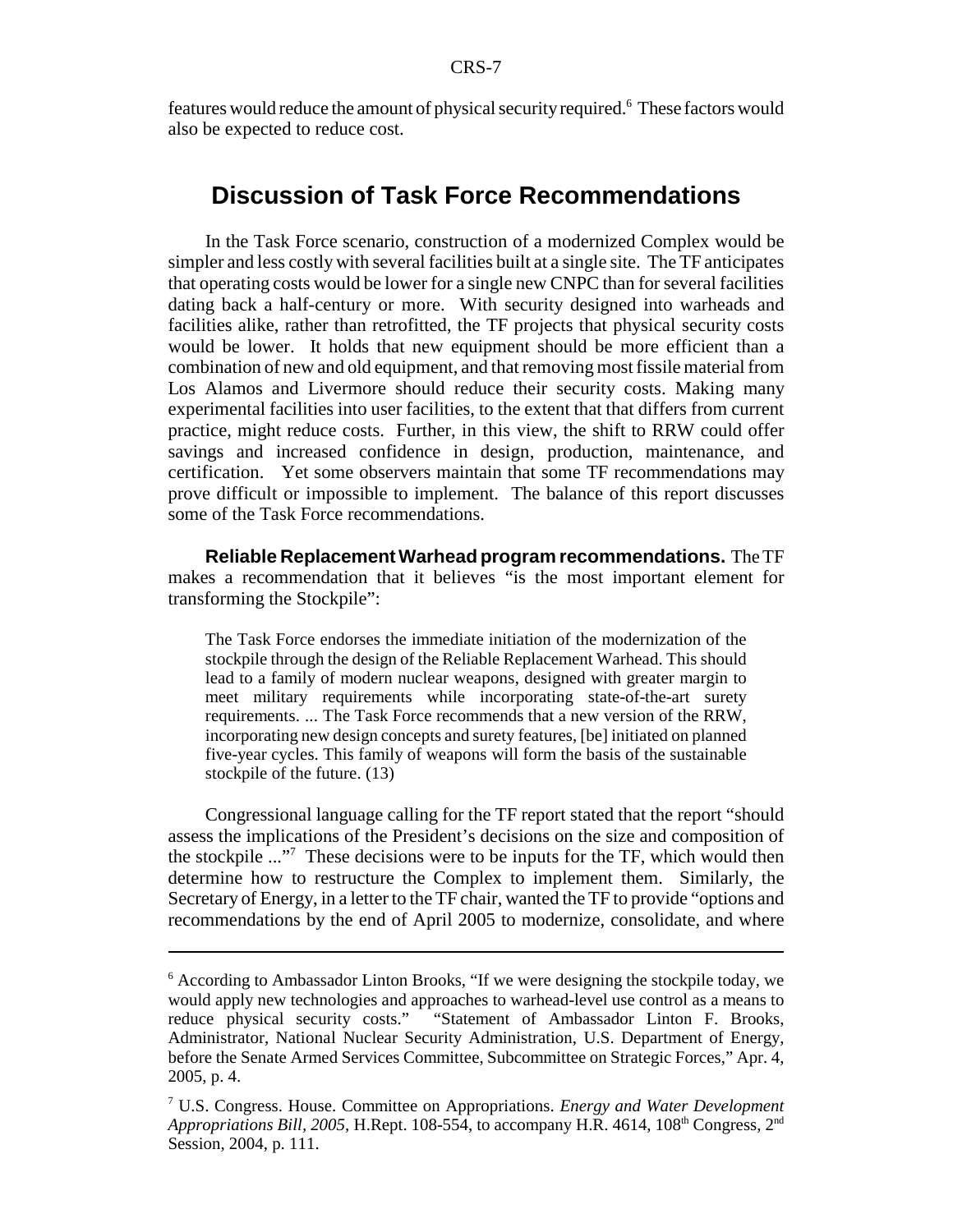features would reduce the amount of physical security required.[6] These factors would also be expected to reduce cost.

## Discussion of Task Force Recommendations

In the Task Force scenario, construction of a modernized Complex would be simpler and less costly with several facilities built at a single site. The TF anticipates that operating costs would be lower for a single new CNPC than for several facilities dating back a half-century or more. With security designed into warheads and facilities alike, rather than retrofitted, the TF projects that physical security costs would be lower. It holds that new equipment should be more efficient than a combination of new and old equipment, and that removing most fissile material from Los Alamos and Livermore should reduce their security costs. Making many experimental facilities into user facilities, to the extent that that differs from current practice, might reduce costs. Further, in this view, the shift to RRW could offer savings and increased confidence in design, production, maintenance, and certification. Yet some observers maintain that some TF recommendations may prove difficult or impossible to implement. The balance of this report discusses some of the Task Force recommendations.

**Reliable Replacement Warhead program recommendations.** The TF makes a recommendation that it believes "is the most important element for transforming the Stockpile":

> The Task Force endorses the immediate initiation of the modernization of the stockpile through the design of the Reliable Replacement Warhead. This should lead to a family of modern nuclear weapons, designed with greater margin to meet military requirements while incorporating state-of-the-art surety requirements. ... The Task Force recommends that a new version of the RRW, incorporating new design concepts and surety features, [be] initiated on planned five-year cycles. This family of weapons will form the basis of the sustainable stockpile of the future. (13)

Congressional language calling for the TF report stated that the report "should assess the implications of the President's decisions on the size and composition of the stockpile ..."[7] These decisions were to be inputs for the TF, which would then determine how to restructure the Complex to implement them. Similarly, the Secretary of Energy, in a letter to the TF chair, wanted the TF to provide "options and recommendations by the end of April 2005 to modernize, consolidate, and where

---

[6] According to Ambassador Linton Brooks, "If we were designing the stockpile today, we would apply new technologies and approaches to warhead-level use control as a means to reduce physical security costs." "Statement of Ambassador Linton F. Brooks, Administrator, National Nuclear Security Administration, U.S. Department of Energy, before the Senate Armed Services Committee, Subcommittee on Strategic Forces," Apr. 4, 2005, p. 4.

[7] U.S. Congress. House. Committee on Appropriations. *Energy and Water Development Appropriations Bill, 2005,* H.Rept. 108-554, to accompany H.R. 4614, 108th Congress, 2nd Session, 2004, p. 111.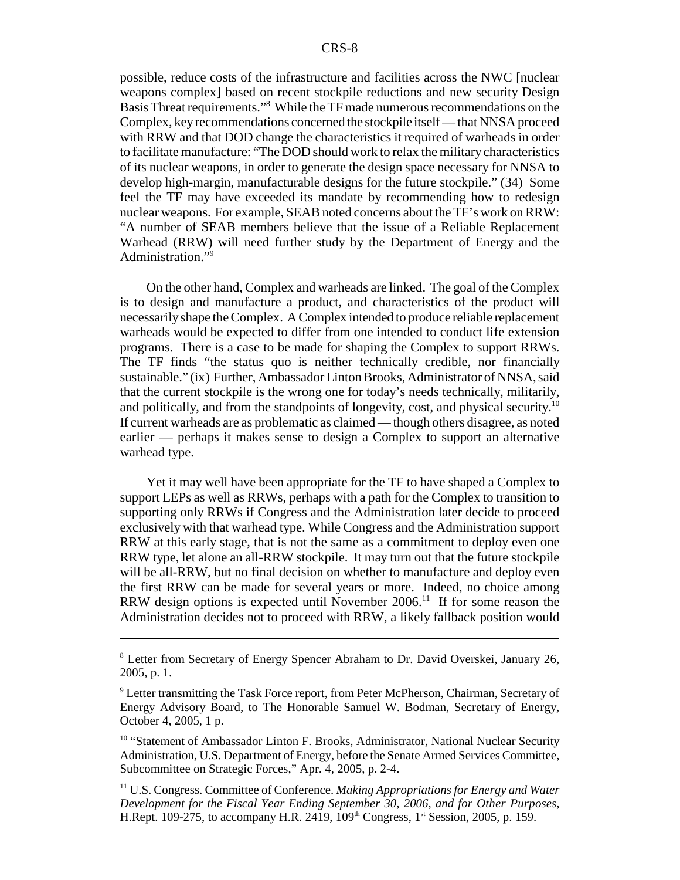possible, reduce costs of the infrastructure and facilities across the NWC [nuclear weapons complex] based on recent stockpile reductions and new security Design Basis Threat requirements."[8] While the TF made numerous recommendations on the Complex, key recommendations concerned the stockpile itself — that NNSA proceed with RRW and that DOD change the characteristics it required of warheads in order to facilitate manufacture: "The DOD should work to relax the military characteristics of its nuclear weapons, in order to generate the design space necessary for NNSA to develop high-margin, manufacturable designs for the future stockpile." (34) Some feel the TF may have exceeded its mandate by recommending how to redesign nuclear weapons. For example, SEAB noted concerns about the TF's work on RRW: "A number of SEAB members believe that the issue of a Reliable Replacement Warhead (RRW) will need further study by the Department of Energy and the Administration."[9]

On the other hand, Complex and warheads are linked. The goal of the Complex is to design and manufacture a product, and characteristics of the product will necessarily shape the Complex. A Complex intended to produce reliable replacement warheads would be expected to differ from one intended to conduct life extension programs. There is a case to be made for shaping the Complex to support RRWs. The TF finds "the status quo is neither technically credible, nor financially sustainable." (ix) Further, Ambassador Linton Brooks, Administrator of NNSA, said that the current stockpile is the wrong one for today's needs technically, militarily, and politically, and from the standpoints of longevity, cost, and physical security.[10] If current warheads are as problematic as claimed — though others disagree, as noted earlier — perhaps it makes sense to design a Complex to support an alternative warhead type.

Yet it may well have been appropriate for the TF to have shaped a Complex to support LEPs as well as RRWs, perhaps with a path for the Complex to transition to supporting only RRWs if Congress and the Administration later decide to proceed exclusively with that warhead type. While Congress and the Administration support RRW at this early stage, that is not the same as a commitment to deploy even one RRW type, let alone an all-RRW stockpile. It may turn out that the future stockpile will be all-RRW, but no final decision on whether to manufacture and deploy even the first RRW can be made for several years or more. Indeed, no choice among RRW design options is expected until November 2006.[11] If for some reason the Administration decides not to proceed with RRW, a likely fallback position would

---

[8] Letter from Secretary of Energy Spencer Abraham to Dr. David Overskei, January 26, 2005, p. 1.

[9] Letter transmitting the Task Force report, from Peter McPherson, Chairman, Secretary of Energy Advisory Board, to The Honorable Samuel W. Bodman, Secretary of Energy, October 4, 2005, 1 p.

[10] "Statement of Ambassador Linton F. Brooks, Administrator, National Nuclear Security Administration, U.S. Department of Energy, before the Senate Armed Services Committee, Subcommittee on Strategic Forces," Apr. 4, 2005, p. 2-4.

[11] U.S. Congress. Committee of Conference. *Making Appropriations for Energy and Water Development for the Fiscal Year Ending September 30, 2006, and for Other Purposes,* H.Rept. 109-275, to accompany H.R. 2419, 109th Congress, 1st Session, 2005, p. 159.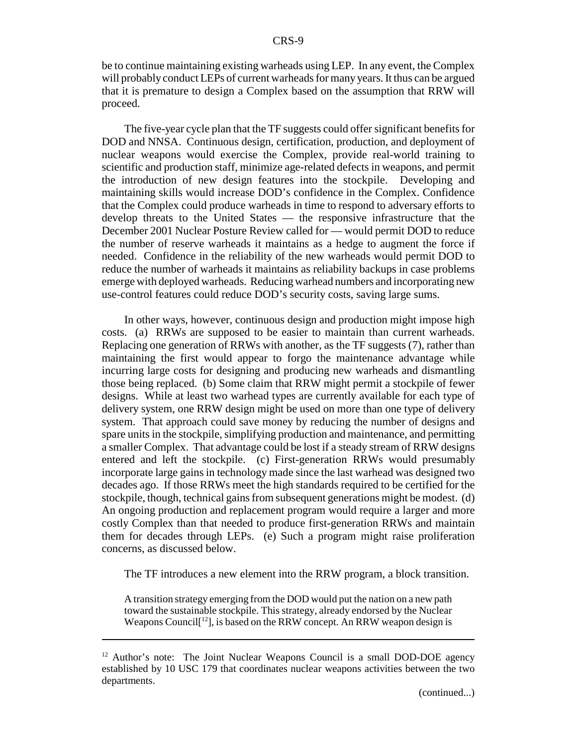be to continue maintaining existing warheads using LEP. In any event, the Complex will probably conduct LEPs of current warheads for many years. It thus can be argued that it is premature to design a Complex based on the assumption that RRW will proceed.

The five-year cycle plan that the TF suggests could offer significant benefits for DOD and NNSA. Continuous design, certification, production, and deployment of nuclear weapons would exercise the Complex, provide real-world training to scientific and production staff, minimize age-related defects in weapons, and permit the introduction of new design features into the stockpile. Developing and maintaining skills would increase DOD's confidence in the Complex. Confidence that the Complex could produce warheads in time to respond to adversary efforts to develop threats to the United States — the responsive infrastructure that the December 2001 Nuclear Posture Review called for — would permit DOD to reduce the number of reserve warheads it maintains as a hedge to augment the force if needed. Confidence in the reliability of the new warheads would permit DOD to reduce the number of warheads it maintains as reliability backups in case problems emerge with deployed warheads. Reducing warhead numbers and incorporating new use-control features could reduce DOD's security costs, saving large sums.

In other ways, however, continuous design and production might impose high costs. (a) RRWs are supposed to be easier to maintain than current warheads. Replacing one generation of RRWs with another, as the TF suggests (7), rather than maintaining the first would appear to forgo the maintenance advantage while incurring large costs for designing and producing new warheads and dismantling those being replaced. (b) Some claim that RRW might permit a stockpile of fewer designs. While at least two warhead types are currently available for each type of delivery system, one RRW design might be used on more than one type of delivery system. That approach could save money by reducing the number of designs and spare units in the stockpile, simplifying production and maintenance, and permitting a smaller Complex. That advantage could be lost if a steady stream of RRW designs entered and left the stockpile. (c) First-generation RRWs would presumably incorporate large gains in technology made since the last warhead was designed two decades ago. If those RRWs meet the high standards required to be certified for the stockpile, though, technical gains from subsequent generations might be modest. (d) An ongoing production and replacement program would require a larger and more costly Complex than that needed to produce first-generation RRWs and maintain them for decades through LEPs. (e) Such a program might raise proliferation concerns, as discussed below.

The TF introduces a new element into the RRW program, a block transition.

> A transition strategy emerging from the DOD would put the nation on a new path toward the sustainable stockpile. This strategy, already endorsed by the Nuclear Weapons Council[12], is based on the RRW concept. An RRW weapon design is

---

[12] Author's note: The Joint Nuclear Weapons Council is a small DOD-DOE agency established by 10 USC 179 that coordinates nuclear weapons activities between the two departments.

(continued...)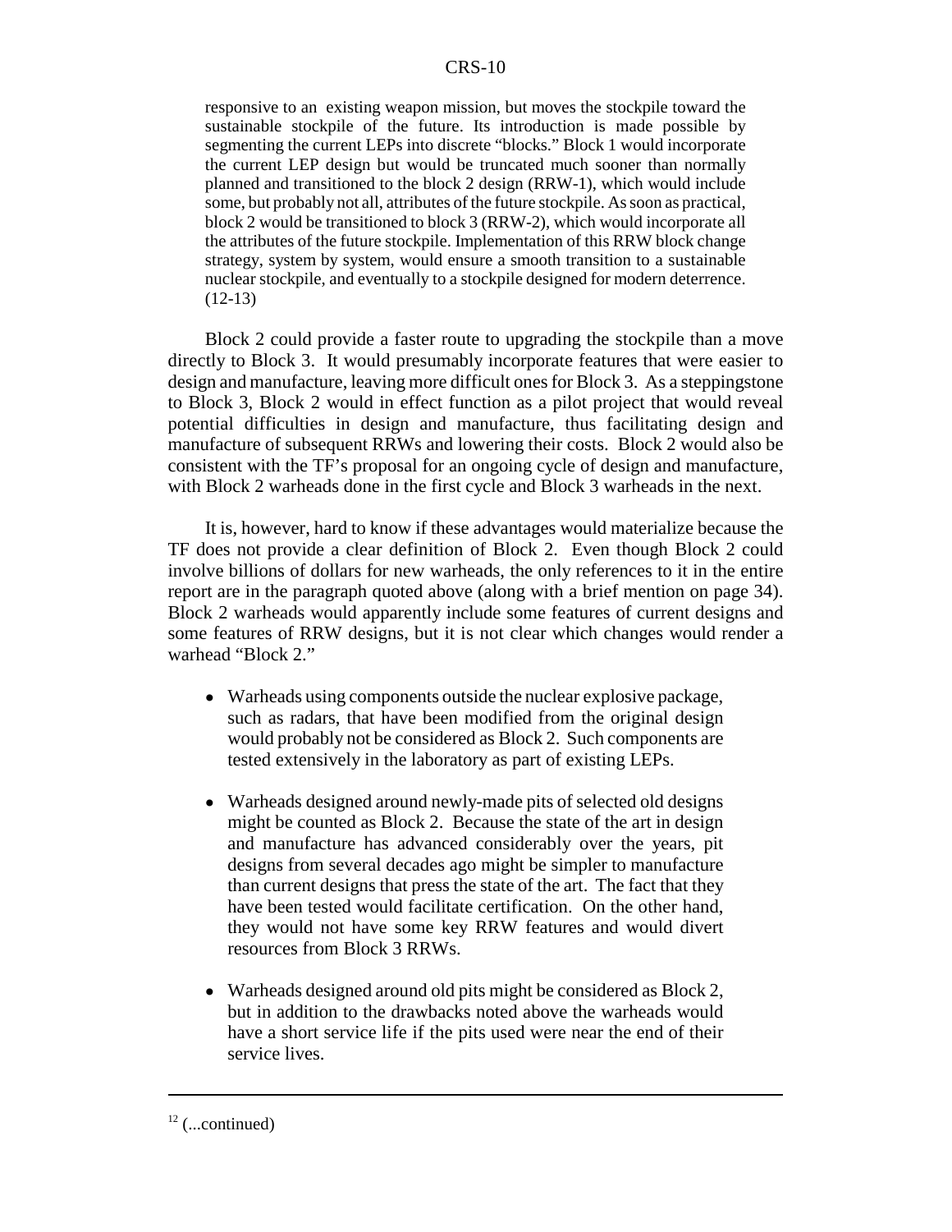> responsive to an existing weapon mission, but moves the stockpile toward the sustainable stockpile of the future. Its introduction is made possible by segmenting the current LEPs into discrete "blocks." Block 1 would incorporate the current LEP design but would be truncated much sooner than normally planned and transitioned to the block 2 design (RRW-1), which would include some, but probably not all, attributes of the future stockpile. As soon as practical, block 2 would be transitioned to block 3 (RRW-2), which would incorporate all the attributes of the future stockpile. Implementation of this RRW block change strategy, system by system, would ensure a smooth transition to a sustainable nuclear stockpile, and eventually to a stockpile designed for modern deterrence. (12-13)

Block 2 could provide a faster route to upgrading the stockpile than a move directly to Block 3. It would presumably incorporate features that were easier to design and manufacture, leaving more difficult ones for Block 3. As a steppingstone to Block 3, Block 2 would in effect function as a pilot project that would reveal potential difficulties in design and manufacture, thus facilitating design and manufacture of subsequent RRWs and lowering their costs. Block 2 would also be consistent with the TF's proposal for an ongoing cycle of design and manufacture, with Block 2 warheads done in the first cycle and Block 3 warheads in the next.

It is, however, hard to know if these advantages would materialize because the TF does not provide a clear definition of Block 2. Even though Block 2 could involve billions of dollars for new warheads, the only references to it in the entire report are in the paragraph quoted above (along with a brief mention on page 34). Block 2 warheads would apparently include some features of current designs and some features of RRW designs, but it is not clear which changes would render a warhead "Block 2."

- Warheads using components outside the nuclear explosive package, such as radars, that have been modified from the original design would probably not be considered as Block 2. Such components are tested extensively in the laboratory as part of existing LEPs.
- Warheads designed around newly-made pits of selected old designs might be counted as Block 2. Because the state of the art in design and manufacture has advanced considerably over the years, pit designs from several decades ago might be simpler to manufacture than current designs that press the state of the art. The fact that they have been tested would facilitate certification. On the other hand, they would not have some key RRW features and would divert resources from Block 3 RRWs.
- Warheads designed around old pits might be considered as Block 2, but in addition to the drawbacks noted above the warheads would have a short service life if the pits used were near the end of their service lives.

[12] (...continued)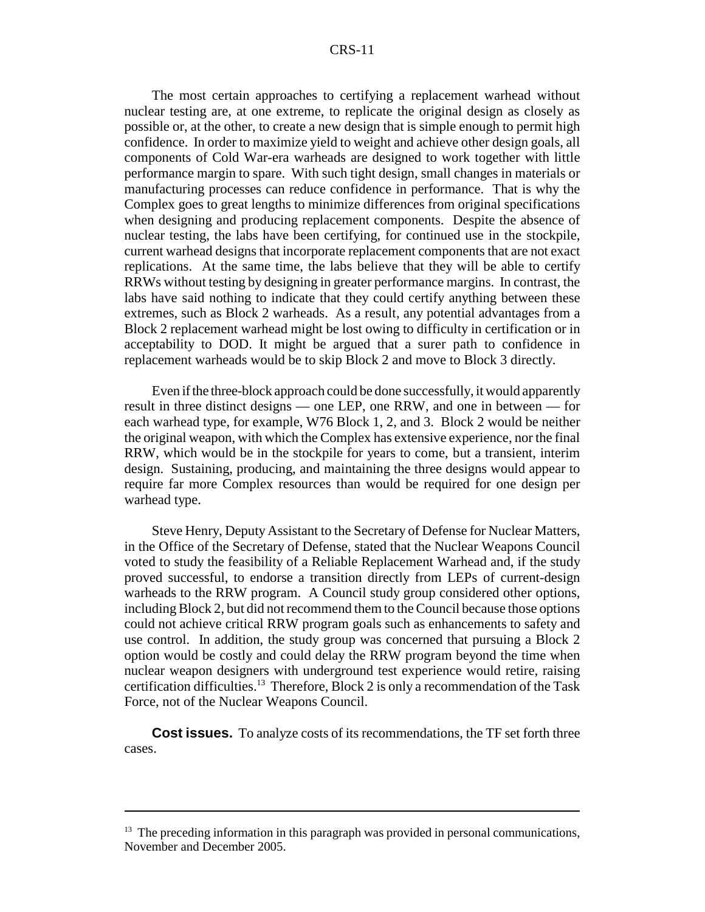The most certain approaches to certifying a replacement warhead without nuclear testing are, at one extreme, to replicate the original design as closely as possible or, at the other, to create a new design that is simple enough to permit high confidence. In order to maximize yield to weight and achieve other design goals, all components of Cold War-era warheads are designed to work together with little performance margin to spare. With such tight design, small changes in materials or manufacturing processes can reduce confidence in performance. That is why the Complex goes to great lengths to minimize differences from original specifications when designing and producing replacement components. Despite the absence of nuclear testing, the labs have been certifying, for continued use in the stockpile, current warhead designs that incorporate replacement components that are not exact replications. At the same time, the labs believe that they will be able to certify RRWs without testing by designing in greater performance margins. In contrast, the labs have said nothing to indicate that they could certify anything between these extremes, such as Block 2 warheads. As a result, any potential advantages from a Block 2 replacement warhead might be lost owing to difficulty in certification or in acceptability to DOD. It might be argued that a surer path to confidence in replacement warheads would be to skip Block 2 and move to Block 3 directly.

Even if the three-block approach could be done successfully, it would apparently result in three distinct designs — one LEP, one RRW, and one in between — for each warhead type, for example, W76 Block 1, 2, and 3. Block 2 would be neither the original weapon, with which the Complex has extensive experience, nor the final RRW, which would be in the stockpile for years to come, but a transient, interim design. Sustaining, producing, and maintaining the three designs would appear to require far more Complex resources than would be required for one design per warhead type.

Steve Henry, Deputy Assistant to the Secretary of Defense for Nuclear Matters, in the Office of the Secretary of Defense, stated that the Nuclear Weapons Council voted to study the feasibility of a Reliable Replacement Warhead and, if the study proved successful, to endorse a transition directly from LEPs of current-design warheads to the RRW program. A Council study group considered other options, including Block 2, but did not recommend them to the Council because those options could not achieve critical RRW program goals such as enhancements to safety and use control. In addition, the study group was concerned that pursuing a Block 2 option would be costly and could delay the RRW program beyond the time when nuclear weapon designers with underground test experience would retire, raising certification difficulties.[13] Therefore, Block 2 is only a recommendation of the Task Force, not of the Nuclear Weapons Council.

**Cost issues.** To analyze costs of its recommendations, the TF set forth three cases.

---

[13] The preceding information in this paragraph was provided in personal communications, November and December 2005.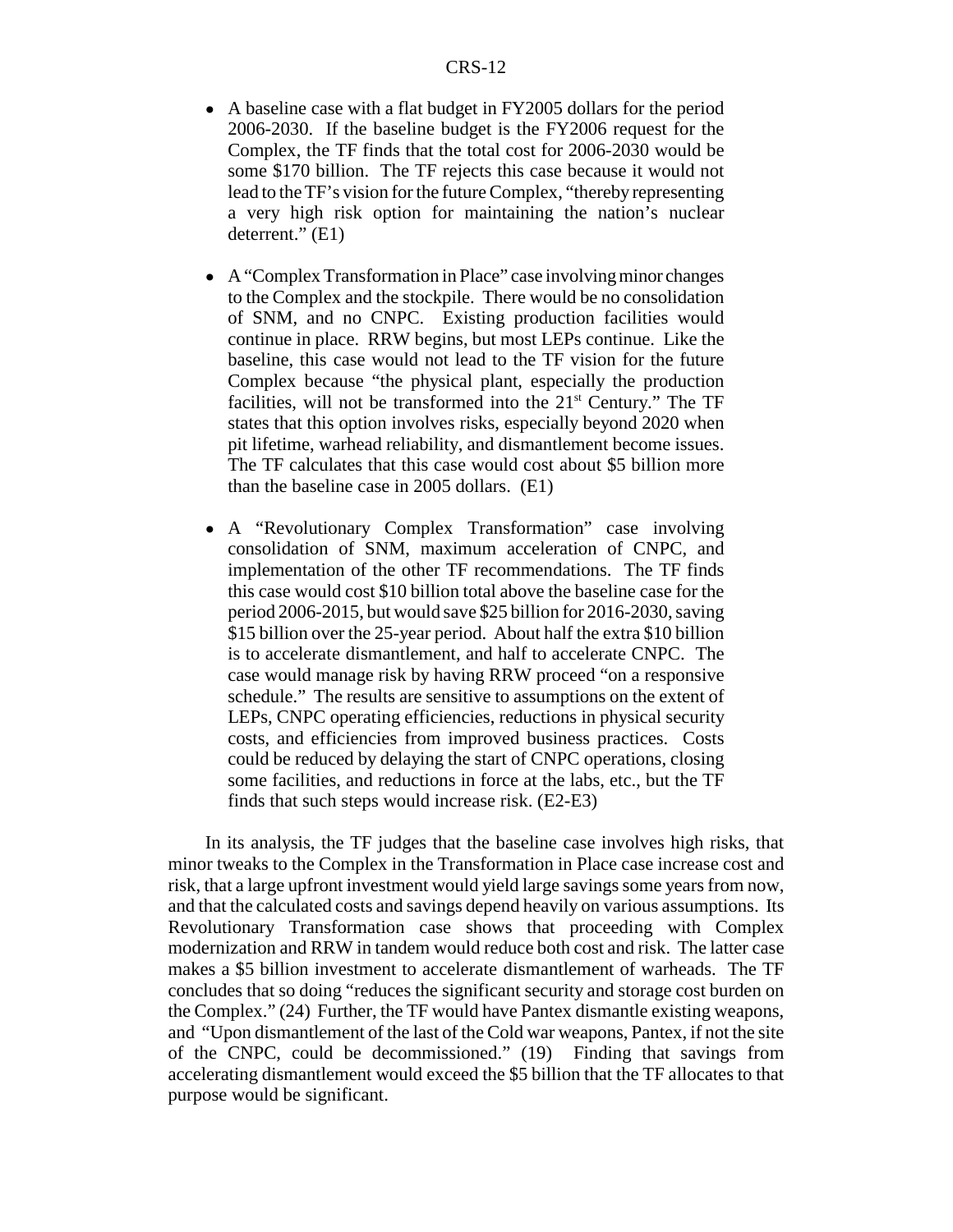- A baseline case with a flat budget in FY2005 dollars for the period 2006-2030. If the baseline budget is the FY2006 request for the Complex, the TF finds that the total cost for 2006-2030 would be some $170 billion. The TF rejects this case because it would not lead to the TF's vision for the future Complex, "thereby representing a very high risk option for maintaining the nation's nuclear deterrent." (E1)

- A "Complex Transformation in Place" case involving minor changes to the Complex and the stockpile. There would be no consolidation of SNM, and no CNPC. Existing production facilities would continue in place. RRW begins, but most LEPs continue. Like the baseline, this case would not lead to the TF vision for the future Complex because "the physical plant, especially the production facilities, will not be transformed into the 21st Century." The TF states that this option involves risks, especially beyond 2020 when pit lifetime, warhead reliability, and dismantlement become issues. The TF calculates that this case would cost about $5 billion more than the baseline case in 2005 dollars. (E1)

- A "Revolutionary Complex Transformation" case involving consolidation of SNM, maximum acceleration of CNPC, and implementation of the other TF recommendations. The TF finds this case would cost $10 billion total above the baseline case for the period 2006-2015, but would save $25 billion for 2016-2030, saving $15 billion over the 25-year period. About half the extra $10 billion is to accelerate dismantlement, and half to accelerate CNPC. The case would manage risk by having RRW proceed "on a responsive schedule." The results are sensitive to assumptions on the extent of LEPs, CNPC operating efficiencies, reductions in physical security costs, and efficiencies from improved business practices. Costs could be reduced by delaying the start of CNPC operations, closing some facilities, and reductions in force at the labs, etc., but the TF finds that such steps would increase risk. (E2-E3)

In its analysis, the TF judges that the baseline case involves high risks, that minor tweaks to the Complex in the Transformation in Place case increase cost and risk, that a large upfront investment would yield large savings some years from now, and that the calculated costs and savings depend heavily on various assumptions. Its Revolutionary Transformation case shows that proceeding with Complex modernization and RRW in tandem would reduce both cost and risk. The latter case makes a $5 billion investment to accelerate dismantlement of warheads. The TF concludes that so doing "reduces the significant security and storage cost burden on the Complex." (24) Further, the TF would have Pantex dismantle existing weapons, and "Upon dismantlement of the last of the Cold war weapons, Pantex, if not the site of the CNPC, could be decommissioned." (19) Finding that savings from accelerating dismantlement would exceed the $5 billion that the TF allocates to that purpose would be significant.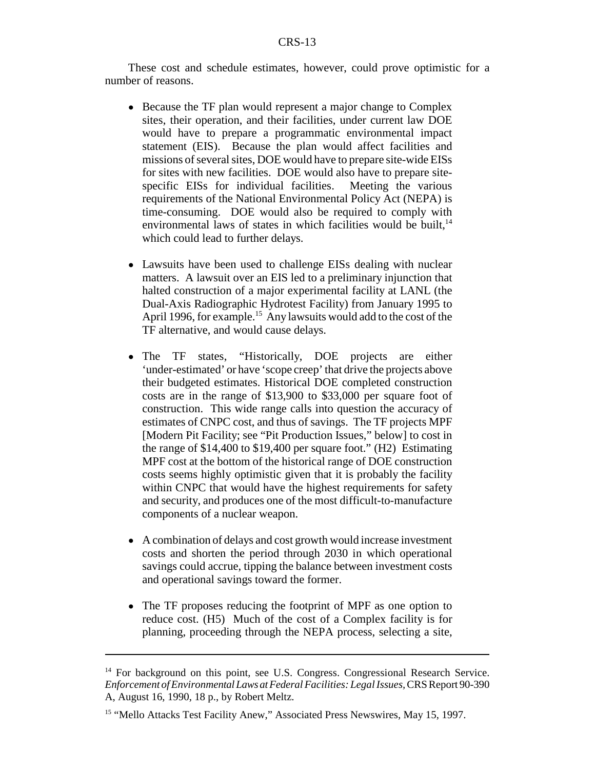These cost and schedule estimates, however, could prove optimistic for a number of reasons.

- Because the TF plan would represent a major change to Complex sites, their operation, and their facilities, under current law DOE would have to prepare a programmatic environmental impact statement (EIS). Because the plan would affect facilities and missions of several sites, DOE would have to prepare site-wide EISs for sites with new facilities. DOE would also have to prepare site-specific EISs for individual facilities. Meeting the various requirements of the National Environmental Policy Act (NEPA) is time-consuming. DOE would also be required to comply with environmental laws of states in which facilities would be built,[14] which could lead to further delays.

- Lawsuits have been used to challenge EISs dealing with nuclear matters. A lawsuit over an EIS led to a preliminary injunction that halted construction of a major experimental facility at LANL (the Dual-Axis Radiographic Hydrotest Facility) from January 1995 to April 1996, for example.[15] Any lawsuits would add to the cost of the TF alternative, and would cause delays.

- The TF states, "Historically, DOE projects are either 'under-estimated' or have 'scope creep' that drive the projects above their budgeted estimates. Historical DOE completed construction costs are in the range of $13,900 to $33,000 per square foot of construction. This wide range calls into question the accuracy of estimates of CNPC cost, and thus of savings. The TF projects MPF [Modern Pit Facility; see "Pit Production Issues," below] to cost in the range of $14,400 to $19,400 per square foot." (H2) Estimating MPF cost at the bottom of the historical range of DOE construction costs seems highly optimistic given that it is probably the facility within CNPC that would have the highest requirements for safety and security, and produces one of the most difficult-to-manufacture components of a nuclear weapon.

- A combination of delays and cost growth would increase investment costs and shorten the period through 2030 in which operational savings could accrue, tipping the balance between investment costs and operational savings toward the former.

- The TF proposes reducing the footprint of MPF as one option to reduce cost. (H5) Much of the cost of a Complex facility is for planning, proceeding through the NEPA process, selecting a site,

---

[14] For background on this point, see U.S. Congress. Congressional Research Service. *Enforcement of Environmental Laws at Federal Facilities: Legal Issues,* CRS Report 90-390 A, August 16, 1990, 18 p., by Robert Meltz.

[15] "Mello Attacks Test Facility Anew," Associated Press Newswires, May 15, 1997.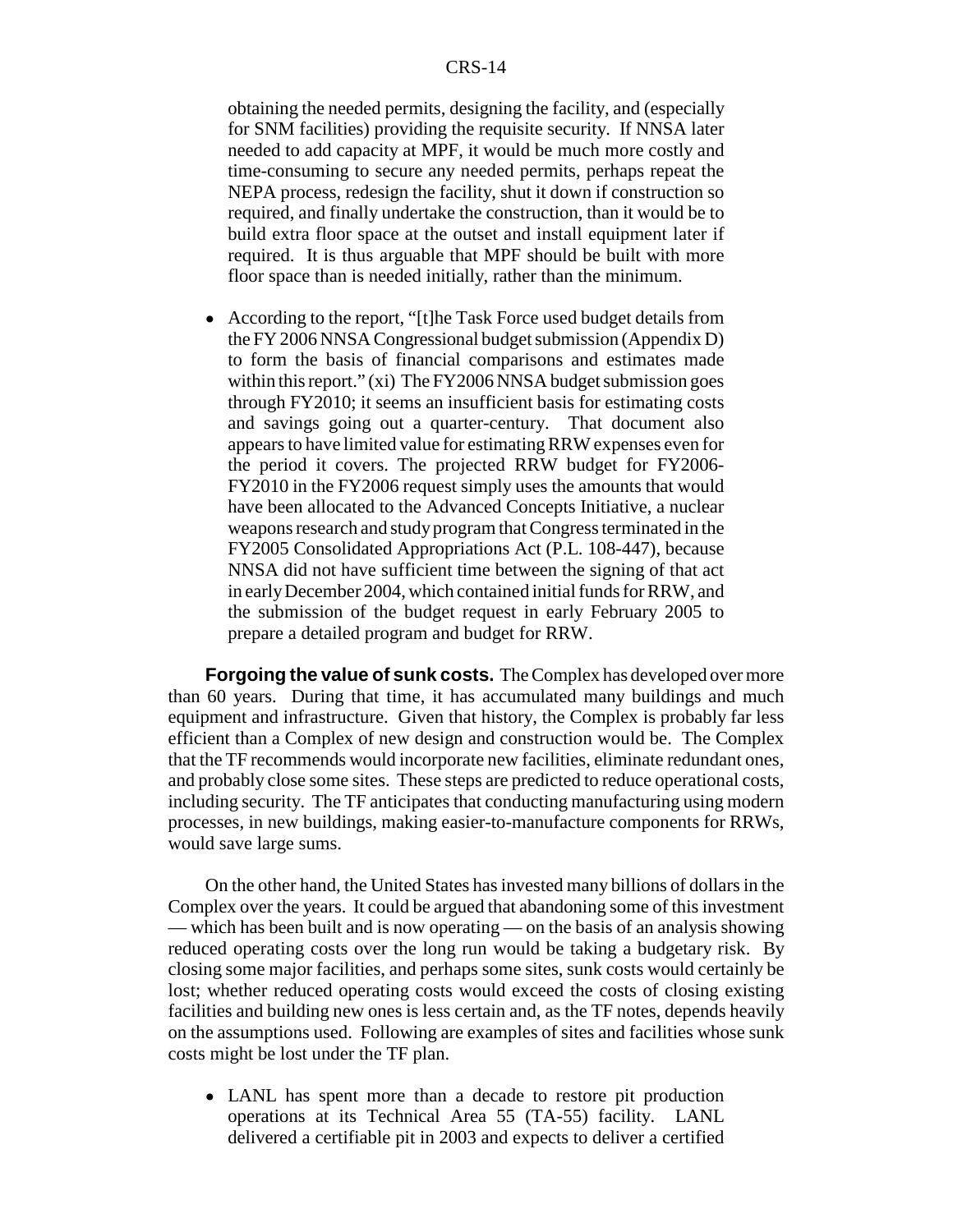obtaining the needed permits, designing the facility, and (especially for SNM facilities) providing the requisite security. If NNSA later needed to add capacity at MPF, it would be much more costly and time-consuming to secure any needed permits, perhaps repeat the NEPA process, redesign the facility, shut it down if construction so required, and finally undertake the construction, than it would be to build extra floor space at the outset and install equipment later if required. It is thus arguable that MPF should be built with more floor space than is needed initially, rather than the minimum.

- According to the report, "[t]he Task Force used budget details from the FY 2006 NNSA Congressional budget submission (Appendix D) to form the basis of financial comparisons and estimates made within this report." (xi) The FY2006 NNSA budget submission goes through FY2010; it seems an insufficient basis for estimating costs and savings going out a quarter-century. That document also appears to have limited value for estimating RRW expenses even for the period it covers. The projected RRW budget for FY2006-FY2010 in the FY2006 request simply uses the amounts that would have been allocated to the Advanced Concepts Initiative, a nuclear weapons research and study program that Congress terminated in the FY2005 Consolidated Appropriations Act (P.L. 108-447), because NNSA did not have sufficient time between the signing of that act in early December 2004, which contained initial funds for RRW, and the submission of the budget request in early February 2005 to prepare a detailed program and budget for RRW.

**Forgoing the value of sunk costs.** The Complex has developed over more than 60 years. During that time, it has accumulated many buildings and much equipment and infrastructure. Given that history, the Complex is probably far less efficient than a Complex of new design and construction would be. The Complex that the TF recommends would incorporate new facilities, eliminate redundant ones, and probably close some sites. These steps are predicted to reduce operational costs, including security. The TF anticipates that conducting manufacturing using modern processes, in new buildings, making easier-to-manufacture components for RRWs, would save large sums.

On the other hand, the United States has invested many billions of dollars in the Complex over the years. It could be argued that abandoning some of this investment — which has been built and is now operating — on the basis of an analysis showing reduced operating costs over the long run would be taking a budgetary risk. By closing some major facilities, and perhaps some sites, sunk costs would certainly be lost; whether reduced operating costs would exceed the costs of closing existing facilities and building new ones is less certain and, as the TF notes, depends heavily on the assumptions used. Following are examples of sites and facilities whose sunk costs might be lost under the TF plan.

- LANL has spent more than a decade to restore pit production operations at its Technical Area 55 (TA-55) facility. LANL delivered a certifiable pit in 2003 and expects to deliver a certified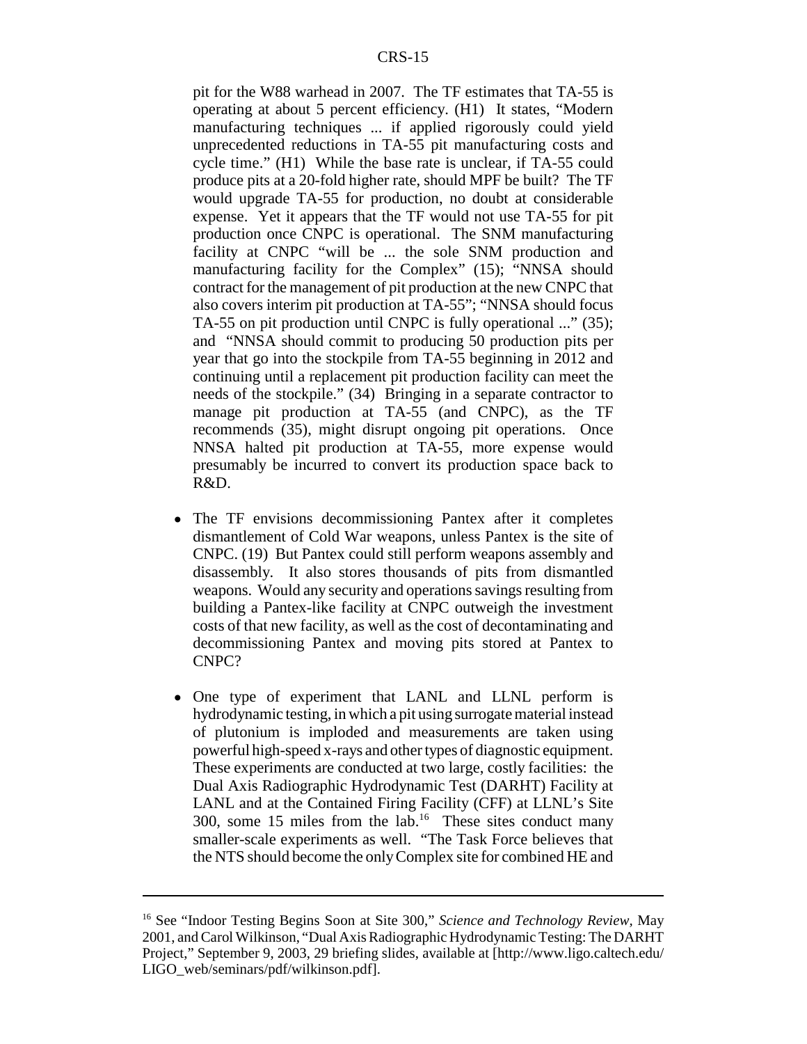pit for the W88 warhead in 2007. The TF estimates that TA-55 is operating at about 5 percent efficiency. (H1) It states, "Modern manufacturing techniques ... if applied rigorously could yield unprecedented reductions in TA-55 pit manufacturing costs and cycle time." (H1) While the base rate is unclear, if TA-55 could produce pits at a 20-fold higher rate, should MPF be built? The TF would upgrade TA-55 for production, no doubt at considerable expense. Yet it appears that the TF would not use TA-55 for pit production once CNPC is operational. The SNM manufacturing facility at CNPC "will be ... the sole SNM production and manufacturing facility for the Complex" (15); "NNSA should contract for the management of pit production at the new CNPC that also covers interim pit production at TA-55"; "NNSA should focus TA-55 on pit production until CNPC is fully operational ..." (35); and "NNSA should commit to producing 50 production pits per year that go into the stockpile from TA-55 beginning in 2012 and continuing until a replacement pit production facility can meet the needs of the stockpile." (34) Bringing in a separate contractor to manage pit production at TA-55 (and CNPC), as the TF recommends (35), might disrupt ongoing pit operations. Once NNSA halted pit production at TA-55, more expense would presumably be incurred to convert its production space back to R&D.

- The TF envisions decommissioning Pantex after it completes dismantlement of Cold War weapons, unless Pantex is the site of CNPC. (19) But Pantex could still perform weapons assembly and disassembly. It also stores thousands of pits from dismantled weapons. Would any security and operations savings resulting from building a Pantex-like facility at CNPC outweigh the investment costs of that new facility, as well as the cost of decontaminating and decommissioning Pantex and moving pits stored at Pantex to CNPC?

- One type of experiment that LANL and LLNL perform is hydrodynamic testing, in which a pit using surrogate material instead of plutonium is imploded and measurements are taken using powerful high-speed x-rays and other types of diagnostic equipment. These experiments are conducted at two large, costly facilities: the Dual Axis Radiographic Hydrodynamic Test (DARHT) Facility at LANL and at the Contained Firing Facility (CFF) at LLNL's Site 300, some 15 miles from the lab.[16] These sites conduct many smaller-scale experiments as well. "The Task Force believes that the NTS should become the only Complex site for combined HE and

---

[16] See "Indoor Testing Begins Soon at Site 300," *Science and Technology Review,* May 2001, and Carol Wilkinson, "Dual Axis Radiographic Hydrodynamic Testing: The DARHT Project," September 9, 2003, 29 briefing slides, available at [http://www.ligo.caltech.edu/LIGO_web/seminars/pdf/wilkinson.pdf].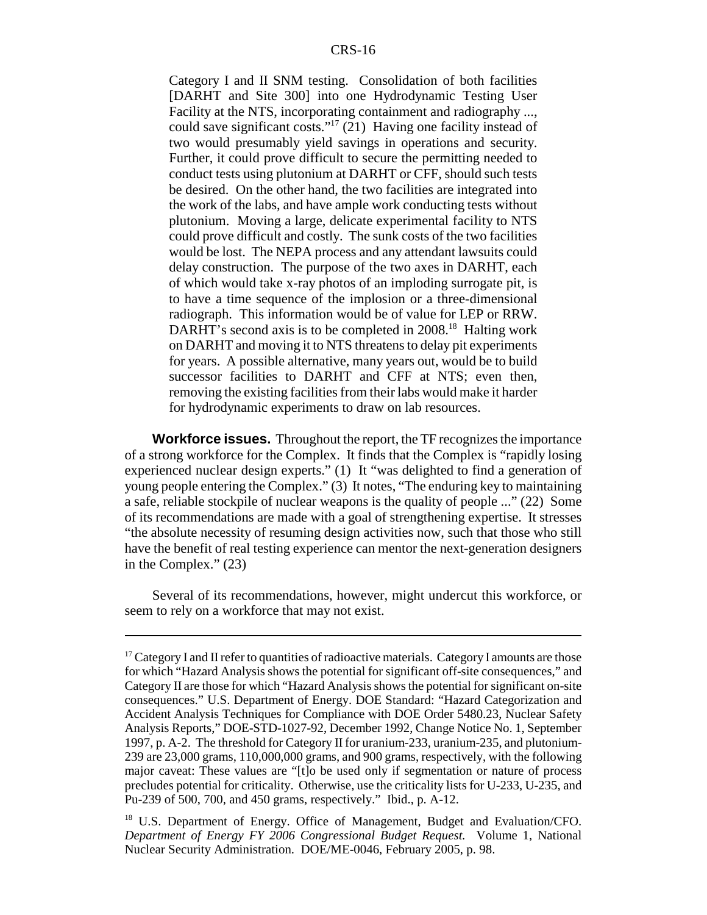> Category I and II SNM testing. Consolidation of both facilities [DARHT and Site 300] into one Hydrodynamic Testing User Facility at the NTS, incorporating containment and radiography ..., could save significant costs."[17] (21) Having one facility instead of two would presumably yield savings in operations and security. Further, it could prove difficult to secure the permitting needed to conduct tests using plutonium at DARHT or CFF, should such tests be desired. On the other hand, the two facilities are integrated into the work of the labs, and have ample work conducting tests without plutonium. Moving a large, delicate experimental facility to NTS could prove difficult and costly. The sunk costs of the two facilities would be lost. The NEPA process and any attendant lawsuits could delay construction. The purpose of the two axes in DARHT, each of which would take x-ray photos of an imploding surrogate pit, is to have a time sequence of the implosion or a three-dimensional radiograph. This information would be of value for LEP or RRW. DARHT's second axis is to be completed in 2008.[18] Halting work on DARHT and moving it to NTS threatens to delay pit experiments for years. A possible alternative, many years out, would be to build successor facilities to DARHT and CFF at NTS; even then, removing the existing facilities from their labs would make it harder for hydrodynamic experiments to draw on lab resources.

**Workforce issues.** Throughout the report, the TF recognizes the importance of a strong workforce for the Complex. It finds that the Complex is "rapidly losing experienced nuclear design experts." (1) It "was delighted to find a generation of young people entering the Complex." (3) It notes, "The enduring key to maintaining a safe, reliable stockpile of nuclear weapons is the quality of people ..." (22) Some of its recommendations are made with a goal of strengthening expertise. It stresses "the absolute necessity of resuming design activities now, such that those who still have the benefit of real testing experience can mentor the next-generation designers in the Complex." (23)

Several of its recommendations, however, might undercut this workforce, or seem to rely on a workforce that may not exist.

---

[17] Category I and II refer to quantities of radioactive materials. Category I amounts are those for which "Hazard Analysis shows the potential for significant off-site consequences," and Category II are those for which "Hazard Analysis shows the potential for significant on-site consequences." U.S. Department of Energy. DOE Standard: "Hazard Categorization and Accident Analysis Techniques for Compliance with DOE Order 5480.23, Nuclear Safety Analysis Reports," DOE-STD-1027-92, December 1992, Change Notice No. 1, September 1997, p. A-2. The threshold for Category II for uranium-233, uranium-235, and plutonium-239 are 23,000 grams, 110,000,000 grams, and 900 grams, respectively, with the following major caveat: These values are "[t]o be used only if segmentation or nature of process precludes potential for criticality. Otherwise, use the criticality lists for U-233, U-235, and Pu-239 of 500, 700, and 450 grams, respectively." Ibid., p. A-12.

[18] U.S. Department of Energy. Office of Management, Budget and Evaluation/CFO. *Department of Energy FY 2006 Congressional Budget Request.* Volume 1, National Nuclear Security Administration. DOE/ME-0046, February 2005, p. 98.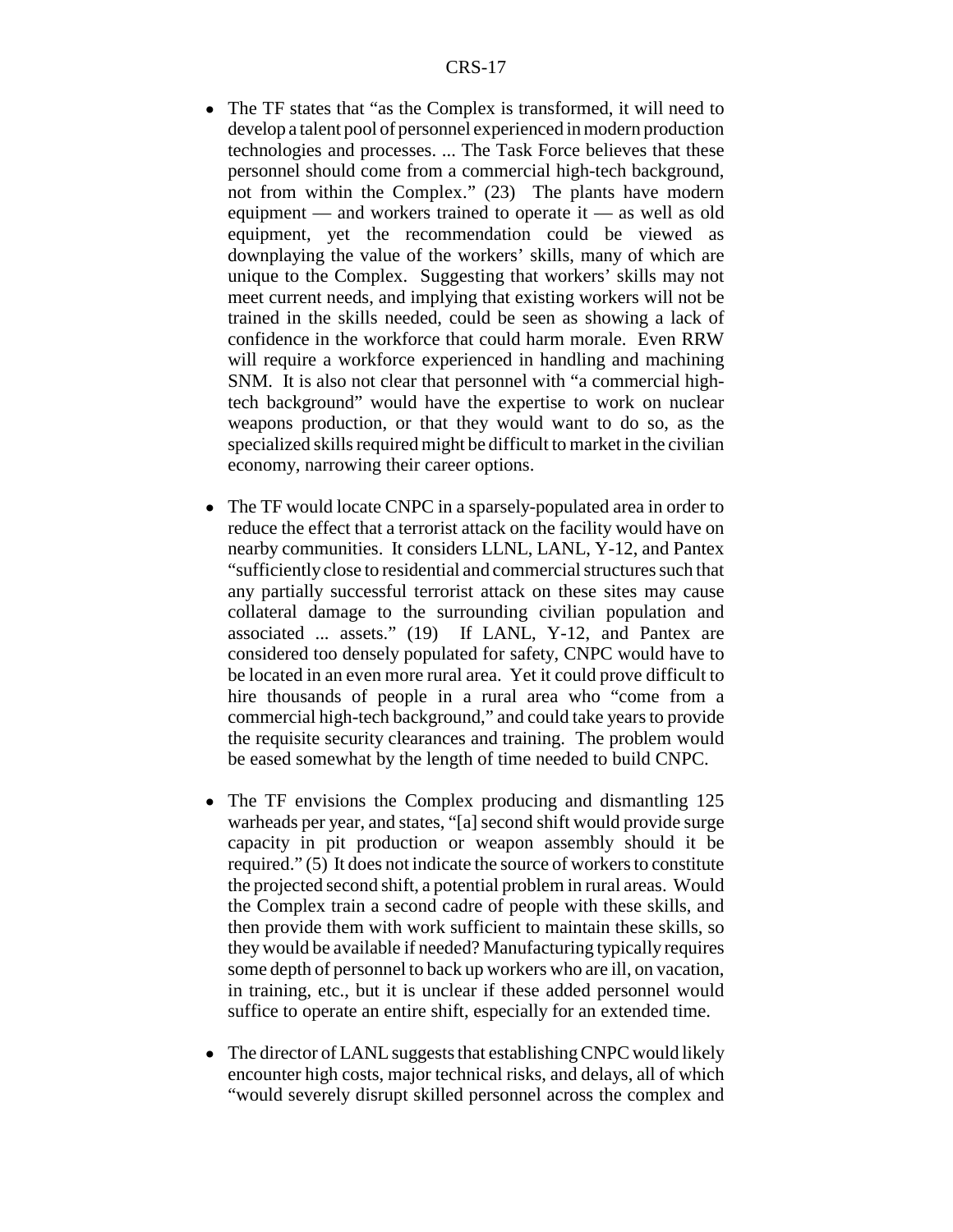- The TF states that "as the Complex is transformed, it will need to develop a talent pool of personnel experienced in modern production technologies and processes. ... The Task Force believes that these personnel should come from a commercial high-tech background, not from within the Complex." (23) The plants have modern equipment — and workers trained to operate it — as well as old equipment, yet the recommendation could be viewed as downplaying the value of the workers' skills, many of which are unique to the Complex. Suggesting that workers' skills may not meet current needs, and implying that existing workers will not be trained in the skills needed, could be seen as showing a lack of confidence in the workforce that could harm morale. Even RRW will require a workforce experienced in handling and machining SNM. It is also not clear that personnel with "a commercial high-tech background" would have the expertise to work on nuclear weapons production, or that they would want to do so, as the specialized skills required might be difficult to market in the civilian economy, narrowing their career options.

- The TF would locate CNPC in a sparsely-populated area in order to reduce the effect that a terrorist attack on the facility would have on nearby communities. It considers LLNL, LANL, Y-12, and Pantex "sufficiently close to residential and commercial structures such that any partially successful terrorist attack on these sites may cause collateral damage to the surrounding civilian population and associated ... assets." (19) If LANL, Y-12, and Pantex are considered too densely populated for safety, CNPC would have to be located in an even more rural area. Yet it could prove difficult to hire thousands of people in a rural area who "come from a commercial high-tech background," and could take years to provide the requisite security clearances and training. The problem would be eased somewhat by the length of time needed to build CNPC.

- The TF envisions the Complex producing and dismantling 125 warheads per year, and states, "[a] second shift would provide surge capacity in pit production or weapon assembly should it be required." (5) It does not indicate the source of workers to constitute the projected second shift, a potential problem in rural areas. Would the Complex train a second cadre of people with these skills, and then provide them with work sufficient to maintain these skills, so they would be available if needed? Manufacturing typically requires some depth of personnel to back up workers who are ill, on vacation, in training, etc., but it is unclear if these added personnel would suffice to operate an entire shift, especially for an extended time.

- The director of LANL suggests that establishing CNPC would likely encounter high costs, major technical risks, and delays, all of which "would severely disrupt skilled personnel across the complex and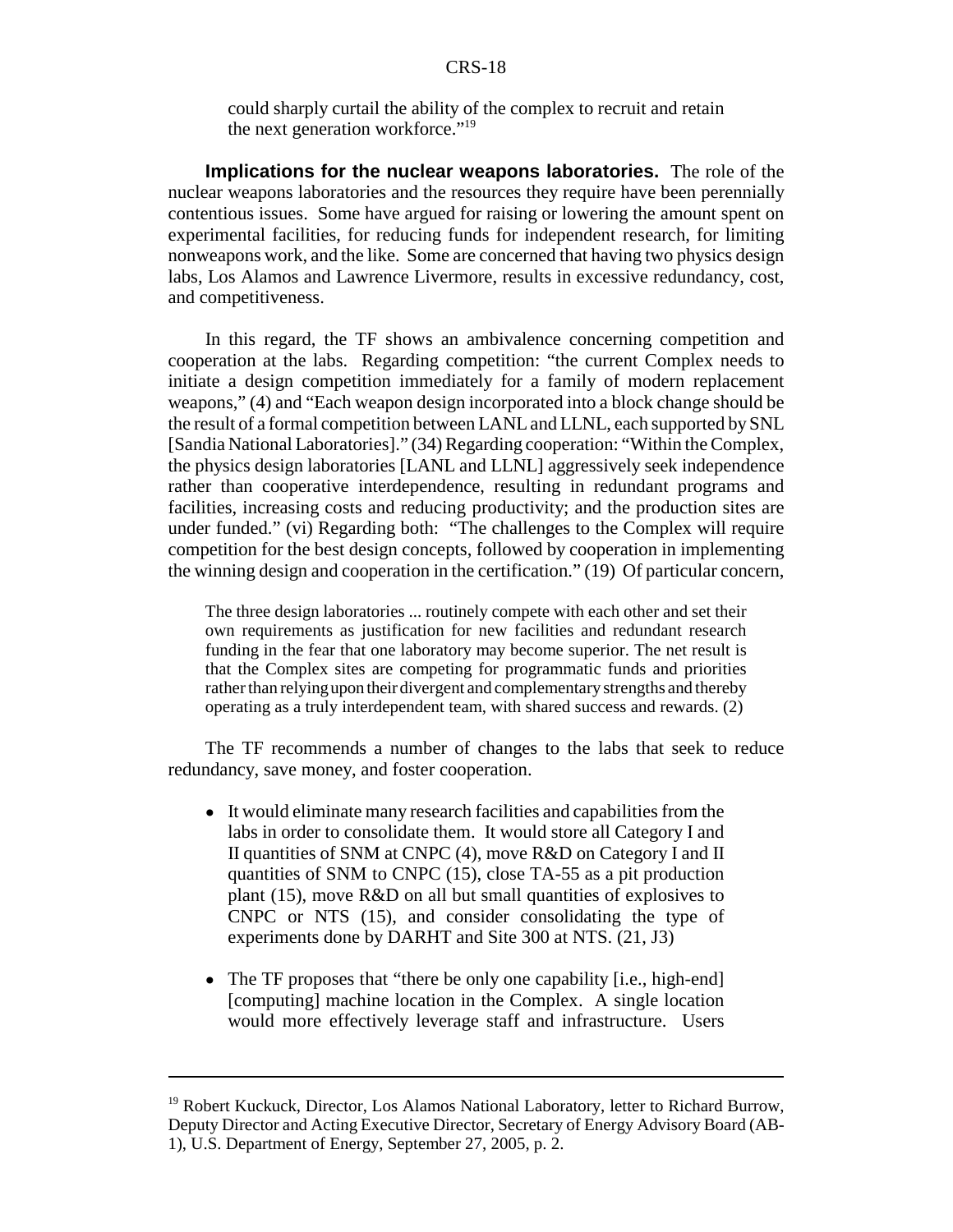could sharply curtail the ability of the complex to recruit and retain the next generation workforce."[19]

**Implications for the nuclear weapons laboratories.** The role of the nuclear weapons laboratories and the resources they require have been perennially contentious issues. Some have argued for raising or lowering the amount spent on experimental facilities, for reducing funds for independent research, for limiting nonweapons work, and the like. Some are concerned that having two physics design labs, Los Alamos and Lawrence Livermore, results in excessive redundancy, cost, and competitiveness.

In this regard, the TF shows an ambivalence concerning competition and cooperation at the labs. Regarding competition: "the current Complex needs to initiate a design competition immediately for a family of modern replacement weapons," (4) and "Each weapon design incorporated into a block change should be the result of a formal competition between LANL and LLNL, each supported by SNL [Sandia National Laboratories]." (34) Regarding cooperation: "Within the Complex, the physics design laboratories [LANL and LLNL] aggressively seek independence rather than cooperative interdependence, resulting in redundant programs and facilities, increasing costs and reducing productivity; and the production sites are under funded." (vi) Regarding both: "The challenges to the Complex will require competition for the best design concepts, followed by cooperation in implementing the winning design and cooperation in the certification." (19) Of particular concern,

> The three design laboratories ... routinely compete with each other and set their own requirements as justification for new facilities and redundant research funding in the fear that one laboratory may become superior. The net result is that the Complex sites are competing for programmatic funds and priorities rather than relying upon their divergent and complementary strengths and thereby operating as a truly interdependent team, with shared success and rewards. (2)

The TF recommends a number of changes to the labs that seek to reduce redundancy, save money, and foster cooperation.

- It would eliminate many research facilities and capabilities from the labs in order to consolidate them. It would store all Category I and II quantities of SNM at CNPC (4), move R&D on Category I and II quantities of SNM to CNPC (15), close TA-55 as a pit production plant (15), move R&D on all but small quantities of explosives to CNPC or NTS (15), and consider consolidating the type of experiments done by DARHT and Site 300 at NTS. (21, J3)

- The TF proposes that "there be only one capability [i.e., high-end] [computing] machine location in the Complex. A single location would more effectively leverage staff and infrastructure. Users

[19] Robert Kuckuck, Director, Los Alamos National Laboratory, letter to Richard Burrow, Deputy Director and Acting Executive Director, Secretary of Energy Advisory Board (AB-1), U.S. Department of Energy, September 27, 2005, p. 2.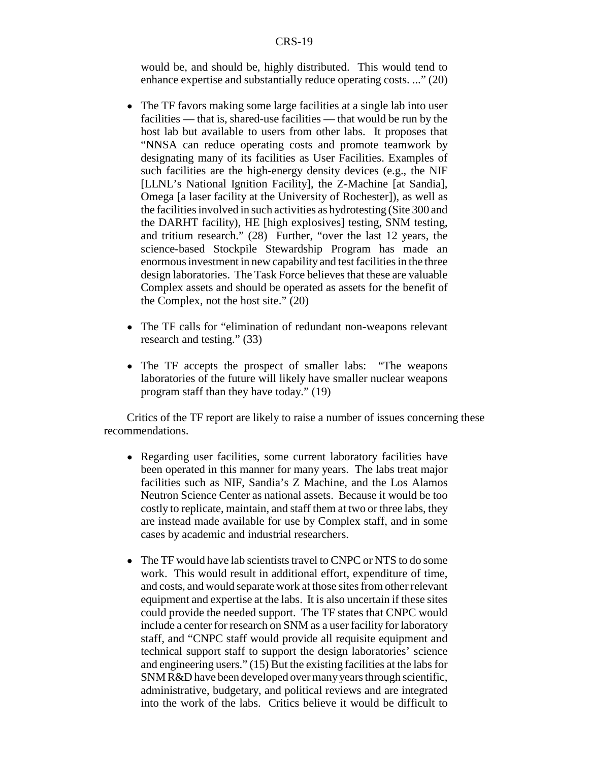would be, and should be, highly distributed. This would tend to enhance expertise and substantially reduce operating costs. ..." (20)

- The TF favors making some large facilities at a single lab into user facilities — that is, shared-use facilities — that would be run by the host lab but available to users from other labs. It proposes that "NNSA can reduce operating costs and promote teamwork by designating many of its facilities as User Facilities. Examples of such facilities are the high-energy density devices (e.g., the NIF [LLNL's National Ignition Facility], the Z-Machine [at Sandia], Omega [a laser facility at the University of Rochester]), as well as the facilities involved in such activities as hydrotesting (Site 300 and the DARHT facility), HE [high explosives] testing, SNM testing, and tritium research." (28) Further, "over the last 12 years, the science-based Stockpile Stewardship Program has made an enormous investment in new capability and test facilities in the three design laboratories. The Task Force believes that these are valuable Complex assets and should be operated as assets for the benefit of the Complex, not the host site." (20)

- The TF calls for "elimination of redundant non-weapons relevant research and testing." (33)

- The TF accepts the prospect of smaller labs: "The weapons laboratories of the future will likely have smaller nuclear weapons program staff than they have today." (19)

Critics of the TF report are likely to raise a number of issues concerning these recommendations.

- Regarding user facilities, some current laboratory facilities have been operated in this manner for many years. The labs treat major facilities such as NIF, Sandia's Z Machine, and the Los Alamos Neutron Science Center as national assets. Because it would be too costly to replicate, maintain, and staff them at two or three labs, they are instead made available for use by Complex staff, and in some cases by academic and industrial researchers.

- The TF would have lab scientists travel to CNPC or NTS to do some work. This would result in additional effort, expenditure of time, and costs, and would separate work at those sites from other relevant equipment and expertise at the labs. It is also uncertain if these sites could provide the needed support. The TF states that CNPC would include a center for research on SNM as a user facility for laboratory staff, and "CNPC staff would provide all requisite equipment and technical support staff to support the design laboratories' science and engineering users." (15) But the existing facilities at the labs for SNM R&D have been developed over many years through scientific, administrative, budgetary, and political reviews and are integrated into the work of the labs. Critics believe it would be difficult to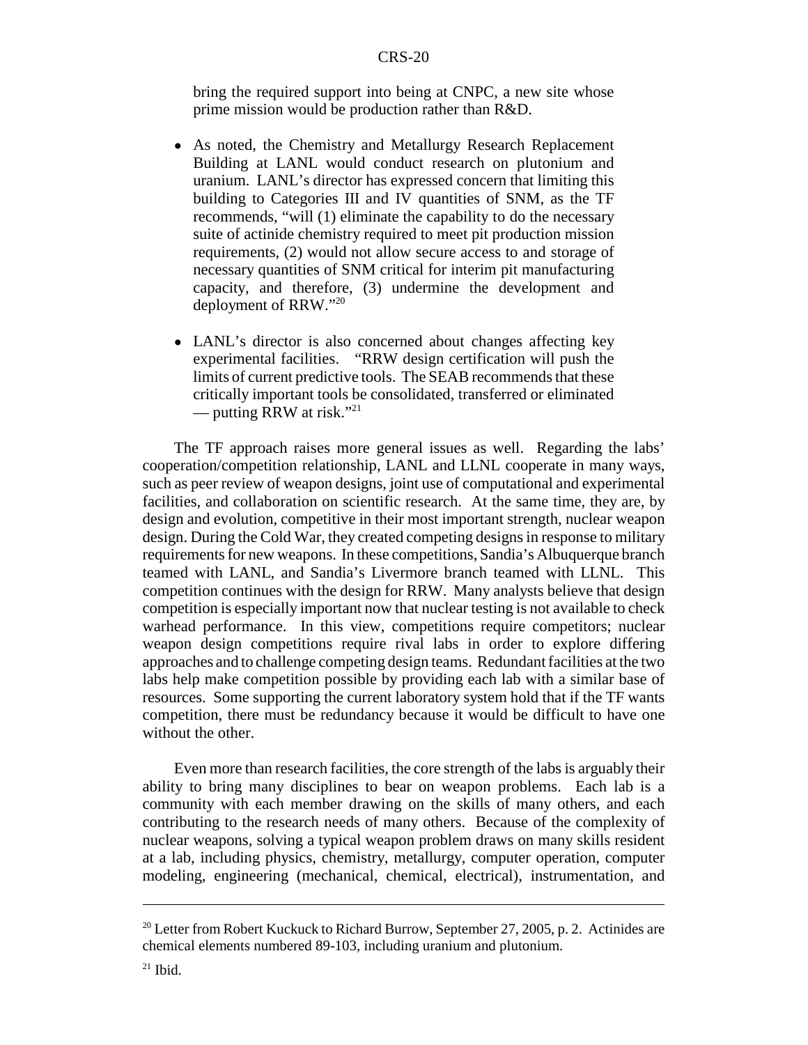bring the required support into being at CNPC, a new site whose prime mission would be production rather than R&D.

- As noted, the Chemistry and Metallurgy Research Replacement Building at LANL would conduct research on plutonium and uranium. LANL's director has expressed concern that limiting this building to Categories III and IV quantities of SNM, as the TF recommends, "will (1) eliminate the capability to do the necessary suite of actinide chemistry required to meet pit production mission requirements, (2) would not allow secure access to and storage of necessary quantities of SNM critical for interim pit manufacturing capacity, and therefore, (3) undermine the development and deployment of RRW."[20]

- LANL's director is also concerned about changes affecting key experimental facilities. "RRW design certification will push the limits of current predictive tools. The SEAB recommends that these critically important tools be consolidated, transferred or eliminated — putting RRW at risk."[21]

The TF approach raises more general issues as well. Regarding the labs' cooperation/competition relationship, LANL and LLNL cooperate in many ways, such as peer review of weapon designs, joint use of computational and experimental facilities, and collaboration on scientific research. At the same time, they are, by design and evolution, competitive in their most important strength, nuclear weapon design. During the Cold War, they created competing designs in response to military requirements for new weapons. In these competitions, Sandia's Albuquerque branch teamed with LANL, and Sandia's Livermore branch teamed with LLNL. This competition continues with the design for RRW. Many analysts believe that design competition is especially important now that nuclear testing is not available to check warhead performance. In this view, competitions require competitors; nuclear weapon design competitions require rival labs in order to explore differing approaches and to challenge competing design teams. Redundant facilities at the two labs help make competition possible by providing each lab with a similar base of resources. Some supporting the current laboratory system hold that if the TF wants competition, there must be redundancy because it would be difficult to have one without the other.

Even more than research facilities, the core strength of the labs is arguably their ability to bring many disciplines to bear on weapon problems. Each lab is a community with each member drawing on the skills of many others, and each contributing to the research needs of many others. Because of the complexity of nuclear weapons, solving a typical weapon problem draws on many skills resident at a lab, including physics, chemistry, metallurgy, computer operation, computer modeling, engineering (mechanical, chemical, electrical), instrumentation, and

---

[20] Letter from Robert Kuckuck to Richard Burrow, September 27, 2005, p. 2. Actinides are chemical elements numbered 89-103, including uranium and plutonium.

[21] Ibid.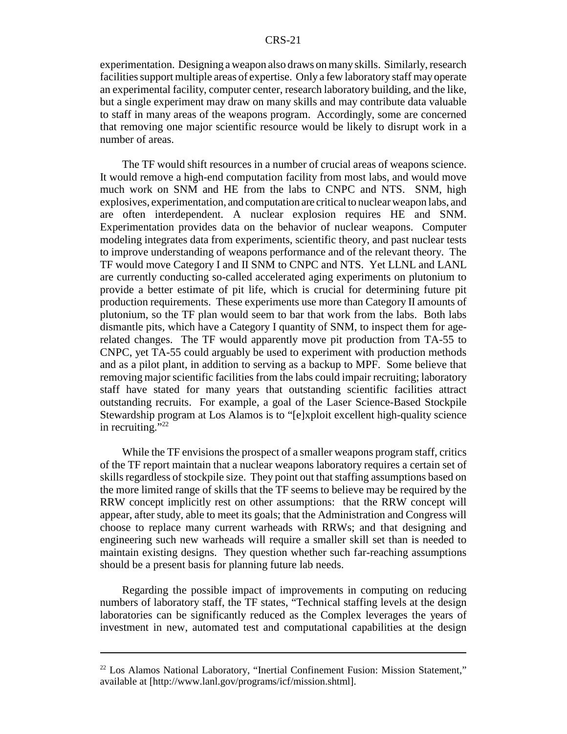experimentation. Designing a weapon also draws on many skills. Similarly, research facilities support multiple areas of expertise. Only a few laboratory staff may operate an experimental facility, computer center, research laboratory building, and the like, but a single experiment may draw on many skills and may contribute data valuable to staff in many areas of the weapons program. Accordingly, some are concerned that removing one major scientific resource would be likely to disrupt work in a number of areas.

The TF would shift resources in a number of crucial areas of weapons science. It would remove a high-end computation facility from most labs, and would move much work on SNM and HE from the labs to CNPC and NTS. SNM, high explosives, experimentation, and computation are critical to nuclear weapon labs, and are often interdependent. A nuclear explosion requires HE and SNM. Experimentation provides data on the behavior of nuclear weapons. Computer modeling integrates data from experiments, scientific theory, and past nuclear tests to improve understanding of weapons performance and of the relevant theory. The TF would move Category I and II SNM to CNPC and NTS. Yet LLNL and LANL are currently conducting so-called accelerated aging experiments on plutonium to provide a better estimate of pit life, which is crucial for determining future pit production requirements. These experiments use more than Category II amounts of plutonium, so the TF plan would seem to bar that work from the labs. Both labs dismantle pits, which have a Category I quantity of SNM, to inspect them for age-related changes. The TF would apparently move pit production from TA-55 to CNPC, yet TA-55 could arguably be used to experiment with production methods and as a pilot plant, in addition to serving as a backup to MPF. Some believe that removing major scientific facilities from the labs could impair recruiting; laboratory staff have stated for many years that outstanding scientific facilities attract outstanding recruits. For example, a goal of the Laser Science-Based Stockpile Stewardship program at Los Alamos is to "[e]xploit excellent high-quality science in recruiting."[22]

While the TF envisions the prospect of a smaller weapons program staff, critics of the TF report maintain that a nuclear weapons laboratory requires a certain set of skills regardless of stockpile size. They point out that staffing assumptions based on the more limited range of skills that the TF seems to believe may be required by the RRW concept implicitly rest on other assumptions: that the RRW concept will appear, after study, able to meet its goals; that the Administration and Congress will choose to replace many current warheads with RRWs; and that designing and engineering such new warheads will require a smaller skill set than is needed to maintain existing designs. They question whether such far-reaching assumptions should be a present basis for planning future lab needs.

Regarding the possible impact of improvements in computing on reducing numbers of laboratory staff, the TF states, "Technical staffing levels at the design laboratories can be significantly reduced as the Complex leverages the years of investment in new, automated test and computational capabilities at the design

---

[22] Los Alamos National Laboratory, "Inertial Confinement Fusion: Mission Statement," available at [http://www.lanl.gov/programs/icf/mission.shtml].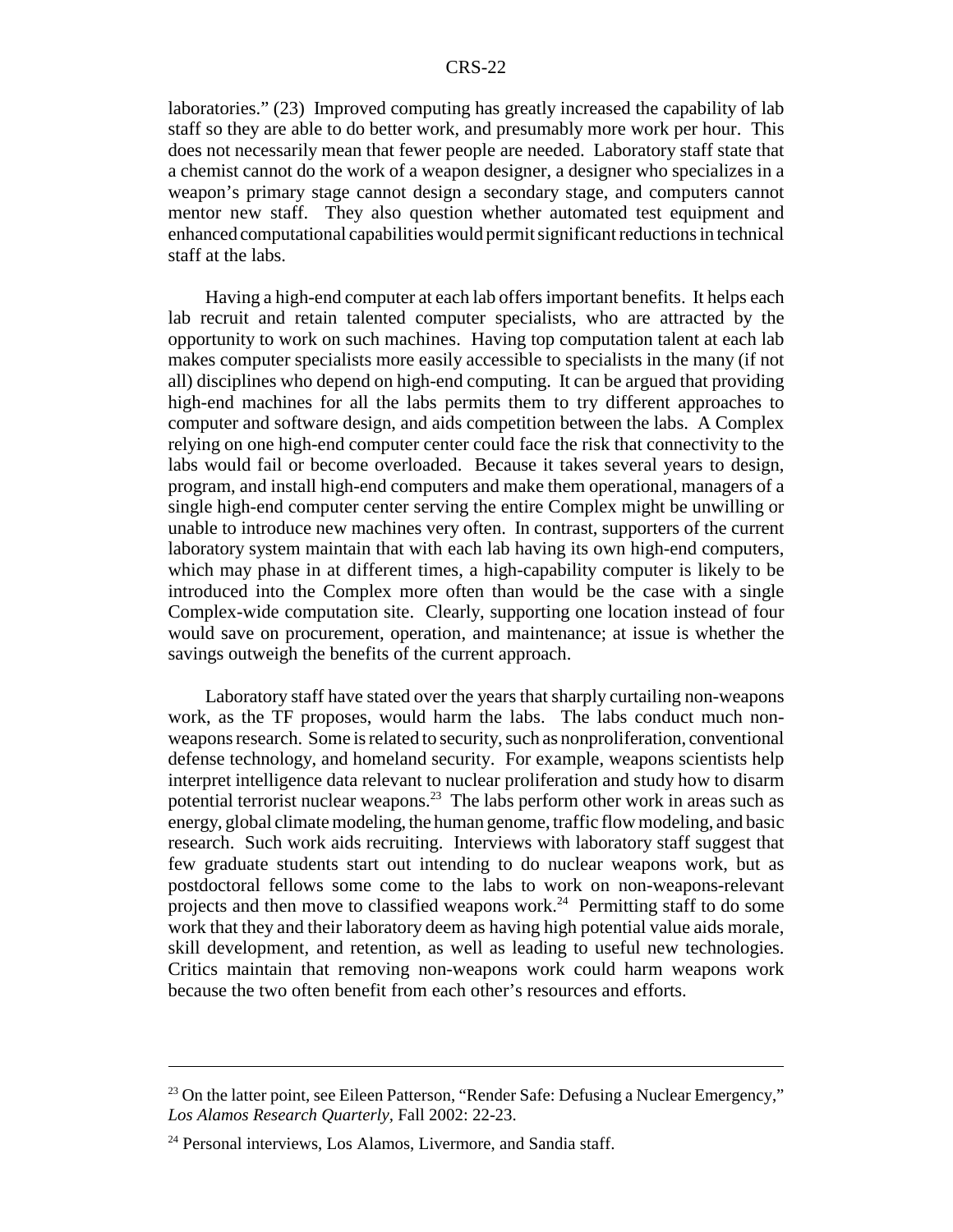laboratories." (23) Improved computing has greatly increased the capability of lab staff so they are able to do better work, and presumably more work per hour. This does not necessarily mean that fewer people are needed. Laboratory staff state that a chemist cannot do the work of a weapon designer, a designer who specializes in a weapon's primary stage cannot design a secondary stage, and computers cannot mentor new staff. They also question whether automated test equipment and enhanced computational capabilities would permit significant reductions in technical staff at the labs.

Having a high-end computer at each lab offers important benefits. It helps each lab recruit and retain talented computer specialists, who are attracted by the opportunity to work on such machines. Having top computation talent at each lab makes computer specialists more easily accessible to specialists in the many (if not all) disciplines who depend on high-end computing. It can be argued that providing high-end machines for all the labs permits them to try different approaches to computer and software design, and aids competition between the labs. A Complex relying on one high-end computer center could face the risk that connectivity to the labs would fail or become overloaded. Because it takes several years to design, program, and install high-end computers and make them operational, managers of a single high-end computer center serving the entire Complex might be unwilling or unable to introduce new machines very often. In contrast, supporters of the current laboratory system maintain that with each lab having its own high-end computers, which may phase in at different times, a high-capability computer is likely to be introduced into the Complex more often than would be the case with a single Complex-wide computation site. Clearly, supporting one location instead of four would save on procurement, operation, and maintenance; at issue is whether the savings outweigh the benefits of the current approach.

Laboratory staff have stated over the years that sharply curtailing non-weapons work, as the TF proposes, would harm the labs. The labs conduct much non-weapons research. Some is related to security, such as nonproliferation, conventional defense technology, and homeland security. For example, weapons scientists help interpret intelligence data relevant to nuclear proliferation and study how to disarm potential terrorist nuclear weapons.[23] The labs perform other work in areas such as energy, global climate modeling, the human genome, traffic flow modeling, and basic research. Such work aids recruiting. Interviews with laboratory staff suggest that few graduate students start out intending to do nuclear weapons work, but as postdoctoral fellows some come to the labs to work on non-weapons-relevant projects and then move to classified weapons work.[24] Permitting staff to do some work that they and their laboratory deem as having high potential value aids morale, skill development, and retention, as well as leading to useful new technologies. Critics maintain that removing non-weapons work could harm weapons work because the two often benefit from each other's resources and efforts.

---

[23] On the latter point, see Eileen Patterson, "Render Safe: Defusing a Nuclear Emergency," *Los Alamos Research Quarterly,* Fall 2002: 22-23.

[24] Personal interviews, Los Alamos, Livermore, and Sandia staff.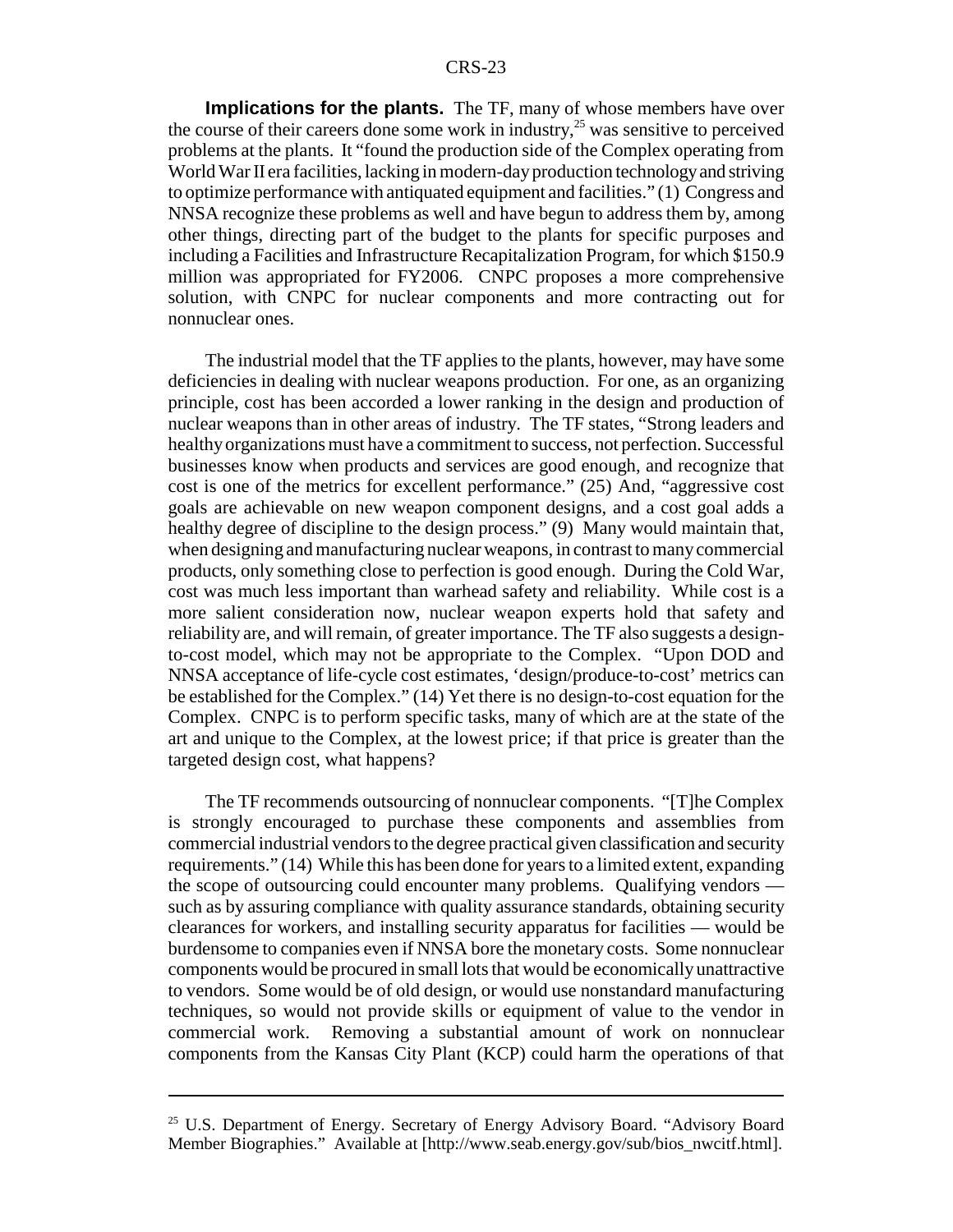**Implications for the plants.** The TF, many of whose members have over the course of their careers done some work in industry,[25] was sensitive to perceived problems at the plants. It "found the production side of the Complex operating from World War II era facilities, lacking in modern-day production technology and striving to optimize performance with antiquated equipment and facilities." (1) Congress and NNSA recognize these problems as well and have begun to address them by, among other things, directing part of the budget to the plants for specific purposes and including a Facilities and Infrastructure Recapitalization Program, for which $150.9 million was appropriated for FY2006. CNPC proposes a more comprehensive solution, with CNPC for nuclear components and more contracting out for nonnuclear ones.

The industrial model that the TF applies to the plants, however, may have some deficiencies in dealing with nuclear weapons production. For one, as an organizing principle, cost has been accorded a lower ranking in the design and production of nuclear weapons than in other areas of industry. The TF states, "Strong leaders and healthy organizations must have a commitment to success, not perfection. Successful businesses know when products and services are good enough, and recognize that cost is one of the metrics for excellent performance." (25) And, "aggressive cost goals are achievable on new weapon component designs, and a cost goal adds a healthy degree of discipline to the design process." (9) Many would maintain that, when designing and manufacturing nuclear weapons, in contrast to many commercial products, only something close to perfection is good enough. During the Cold War, cost was much less important than warhead safety and reliability. While cost is a more salient consideration now, nuclear weapon experts hold that safety and reliability are, and will remain, of greater importance. The TF also suggests a design-to-cost model, which may not be appropriate to the Complex. "Upon DOD and NNSA acceptance of life-cycle cost estimates, 'design/produce-to-cost' metrics can be established for the Complex." (14) Yet there is no design-to-cost equation for the Complex. CNPC is to perform specific tasks, many of which are at the state of the art and unique to the Complex, at the lowest price; if that price is greater than the targeted design cost, what happens?

The TF recommends outsourcing of nonnuclear components. "[T]he Complex is strongly encouraged to purchase these components and assemblies from commercial industrial vendors to the degree practical given classification and security requirements." (14) While this has been done for years to a limited extent, expanding the scope of outsourcing could encounter many problems. Qualifying vendors — such as by assuring compliance with quality assurance standards, obtaining security clearances for workers, and installing security apparatus for facilities — would be burdensome to companies even if NNSA bore the monetary costs. Some nonnuclear components would be procured in small lots that would be economically unattractive to vendors. Some would be of old design, or would use nonstandard manufacturing techniques, so would not provide skills or equipment of value to the vendor in commercial work. Removing a substantial amount of work on nonnuclear components from the Kansas City Plant (KCP) could harm the operations of that

---

[25] U.S. Department of Energy. Secretary of Energy Advisory Board. "Advisory Board Member Biographies." Available at [http://www.seab.energy.gov/sub/bios_nwcitf.html].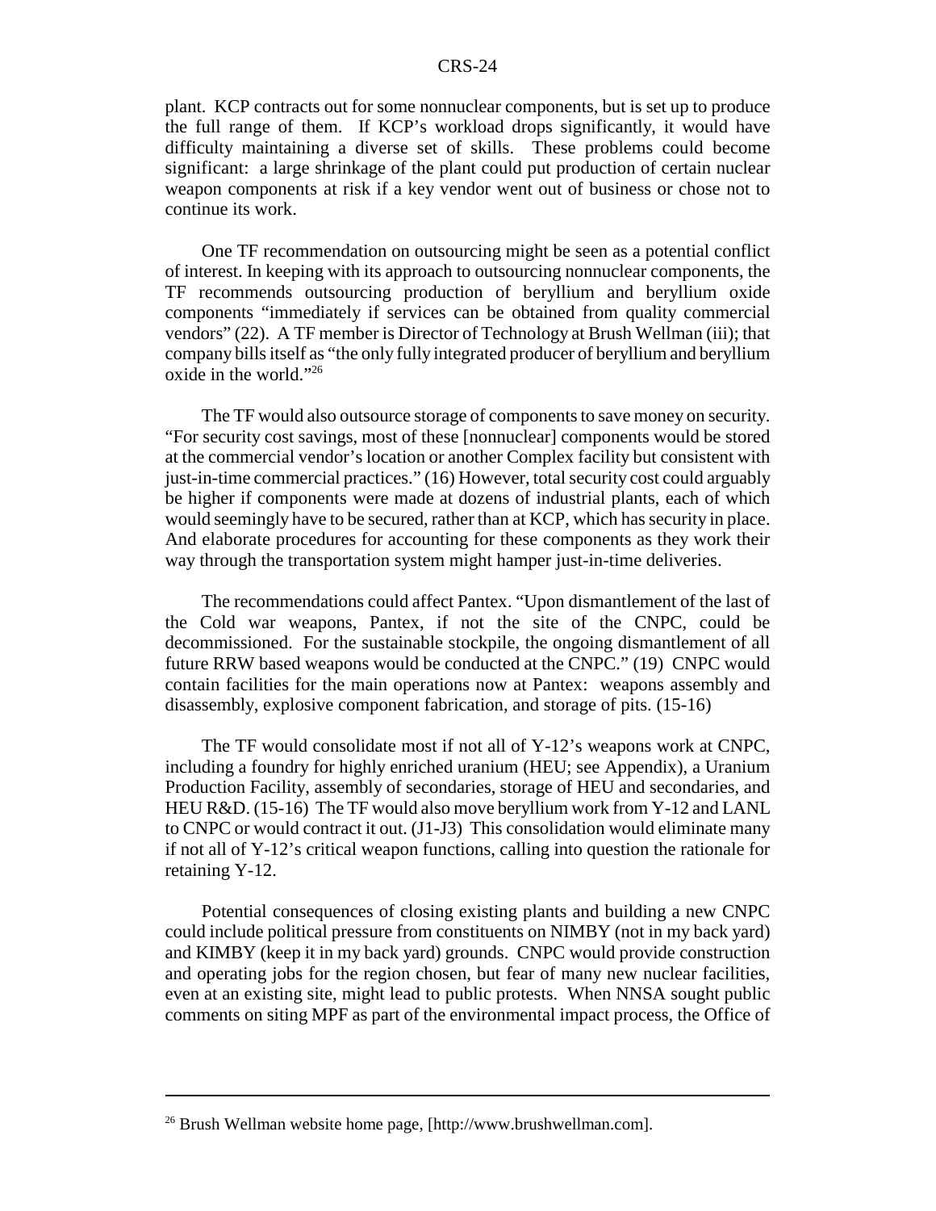plant. KCP contracts out for some nonnuclear components, but is set up to produce the full range of them. If KCP's workload drops significantly, it would have difficulty maintaining a diverse set of skills. These problems could become significant: a large shrinkage of the plant could put production of certain nuclear weapon components at risk if a key vendor went out of business or chose not to continue its work.

One TF recommendation on outsourcing might be seen as a potential conflict of interest. In keeping with its approach to outsourcing nonnuclear components, the TF recommends outsourcing production of beryllium and beryllium oxide components "immediately if services can be obtained from quality commercial vendors" (22). A TF member is Director of Technology at Brush Wellman (iii); that company bills itself as "the only fully integrated producer of beryllium and beryllium oxide in the world."[26]

The TF would also outsource storage of components to save money on security. "For security cost savings, most of these [nonnuclear] components would be stored at the commercial vendor's location or another Complex facility but consistent with just-in-time commercial practices." (16) However, total security cost could arguably be higher if components were made at dozens of industrial plants, each of which would seemingly have to be secured, rather than at KCP, which has security in place. And elaborate procedures for accounting for these components as they work their way through the transportation system might hamper just-in-time deliveries.

The recommendations could affect Pantex. "Upon dismantlement of the last of the Cold war weapons, Pantex, if not the site of the CNPC, could be decommissioned. For the sustainable stockpile, the ongoing dismantlement of all future RRW based weapons would be conducted at the CNPC." (19) CNPC would contain facilities for the main operations now at Pantex: weapons assembly and disassembly, explosive component fabrication, and storage of pits. (15-16)

The TF would consolidate most if not all of Y-12's weapons work at CNPC, including a foundry for highly enriched uranium (HEU; see Appendix), a Uranium Production Facility, assembly of secondaries, storage of HEU and secondaries, and HEU R&D. (15-16) The TF would also move beryllium work from Y-12 and LANL to CNPC or would contract it out. (J1-J3) This consolidation would eliminate many if not all of Y-12's critical weapon functions, calling into question the rationale for retaining Y-12.

Potential consequences of closing existing plants and building a new CNPC could include political pressure from constituents on NIMBY (not in my back yard) and KIMBY (keep it in my back yard) grounds. CNPC would provide construction and operating jobs for the region chosen, but fear of many new nuclear facilities, even at an existing site, might lead to public protests. When NNSA sought public comments on siting MPF as part of the environmental impact process, the Office of

---

[26] Brush Wellman website home page, [http://www.brushwellman.com].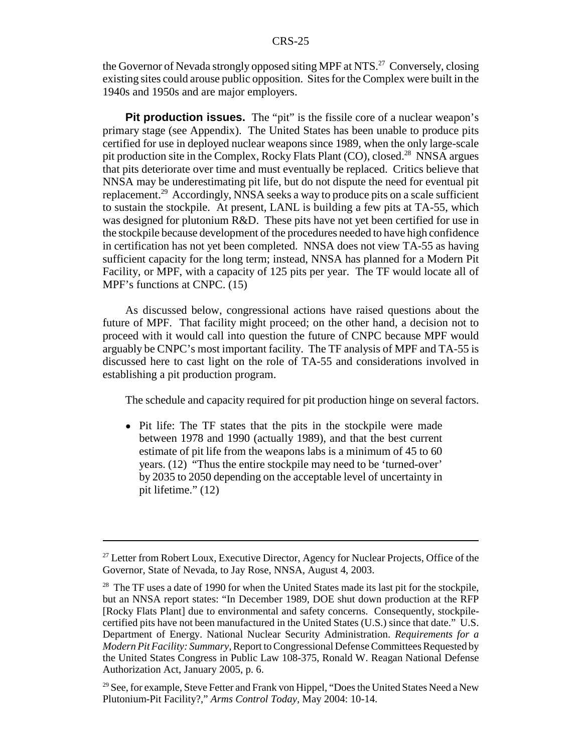the Governor of Nevada strongly opposed siting MPF at NTS.[27] Conversely, closing existing sites could arouse public opposition. Sites for the Complex were built in the 1940s and 1950s and are major employers.

**Pit production issues.** The "pit" is the fissile core of a nuclear weapon's primary stage (see Appendix). The United States has been unable to produce pits certified for use in deployed nuclear weapons since 1989, when the only large-scale pit production site in the Complex, Rocky Flats Plant (CO), closed.[28] NNSA argues that pits deteriorate over time and must eventually be replaced. Critics believe that NNSA may be underestimating pit life, but do not dispute the need for eventual pit replacement.[29] Accordingly, NNSA seeks a way to produce pits on a scale sufficient to sustain the stockpile. At present, LANL is building a few pits at TA-55, which was designed for plutonium R&D. These pits have not yet been certified for use in the stockpile because development of the procedures needed to have high confidence in certification has not yet been completed. NNSA does not view TA-55 as having sufficient capacity for the long term; instead, NNSA has planned for a Modern Pit Facility, or MPF, with a capacity of 125 pits per year. The TF would locate all of MPF's functions at CNPC. (15)

As discussed below, congressional actions have raised questions about the future of MPF. That facility might proceed; on the other hand, a decision not to proceed with it would call into question the future of CNPC because MPF would arguably be CNPC's most important facility. The TF analysis of MPF and TA-55 is discussed here to cast light on the role of TA-55 and considerations involved in establishing a pit production program.

The schedule and capacity required for pit production hinge on several factors.

- Pit life: The TF states that the pits in the stockpile were made between 1978 and 1990 (actually 1989), and that the best current estimate of pit life from the weapons labs is a minimum of 45 to 60 years. (12) "Thus the entire stockpile may need to be 'turned-over' by 2035 to 2050 depending on the acceptable level of uncertainty in pit lifetime." (12)

---

[27] Letter from Robert Loux, Executive Director, Agency for Nuclear Projects, Office of the Governor, State of Nevada, to Jay Rose, NNSA, August 4, 2003.

[28] The TF uses a date of 1990 for when the United States made its last pit for the stockpile, but an NNSA report states: "In December 1989, DOE shut down production at the RFP [Rocky Flats Plant] due to environmental and safety concerns. Consequently, stockpile-certified pits have not been manufactured in the United States (U.S.) since that date." U.S. Department of Energy. National Nuclear Security Administration. *Requirements for a Modern Pit Facility: Summary,* Report to Congressional Defense Committees Requested by the United States Congress in Public Law 108-375, Ronald W. Reagan National Defense Authorization Act, January 2005, p. 6.

[29] See, for example, Steve Fetter and Frank von Hippel, "Does the United States Need a New Plutonium-Pit Facility?," *Arms Control Today,* May 2004: 10-14.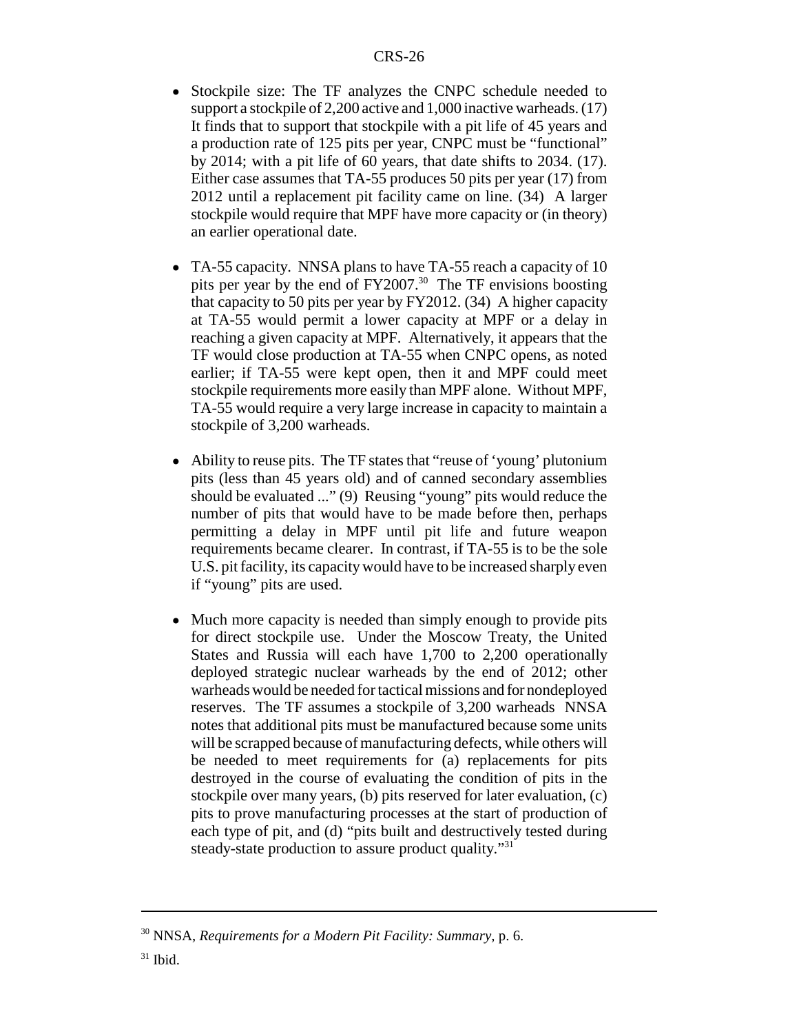- Stockpile size: The TF analyzes the CNPC schedule needed to support a stockpile of 2,200 active and 1,000 inactive warheads. (17) It finds that to support that stockpile with a pit life of 45 years and a production rate of 125 pits per year, CNPC must be "functional" by 2014; with a pit life of 60 years, that date shifts to 2034. (17). Either case assumes that TA-55 produces 50 pits per year (17) from 2012 until a replacement pit facility came on line. (34) A larger stockpile would require that MPF have more capacity or (in theory) an earlier operational date.

- TA-55 capacity. NNSA plans to have TA-55 reach a capacity of 10 pits per year by the end of FY2007.[30] The TF envisions boosting that capacity to 50 pits per year by FY2012. (34) A higher capacity at TA-55 would permit a lower capacity at MPF or a delay in reaching a given capacity at MPF. Alternatively, it appears that the TF would close production at TA-55 when CNPC opens, as noted earlier; if TA-55 were kept open, then it and MPF could meet stockpile requirements more easily than MPF alone. Without MPF, TA-55 would require a very large increase in capacity to maintain a stockpile of 3,200 warheads.

- Ability to reuse pits. The TF states that "reuse of 'young' plutonium pits (less than 45 years old) and of canned secondary assemblies should be evaluated ..." (9) Reusing "young" pits would reduce the number of pits that would have to be made before then, perhaps permitting a delay in MPF until pit life and future weapon requirements became clearer. In contrast, if TA-55 is to be the sole U.S. pit facility, its capacity would have to be increased sharply even if "young" pits are used.

- Much more capacity is needed than simply enough to provide pits for direct stockpile use. Under the Moscow Treaty, the United States and Russia will each have 1,700 to 2,200 operationally deployed strategic nuclear warheads by the end of 2012; other warheads would be needed for tactical missions and for nondeployed reserves. The TF assumes a stockpile of 3,200 warheads NNSA notes that additional pits must be manufactured because some units will be scrapped because of manufacturing defects, while others will be needed to meet requirements for (a) replacements for pits destroyed in the course of evaluating the condition of pits in the stockpile over many years, (b) pits reserved for later evaluation, (c) pits to prove manufacturing processes at the start of production of each type of pit, and (d) "pits built and destructively tested during steady-state production to assure product quality."[31]

---

[30] NNSA, *Requirements for a Modern Pit Facility: Summary,* p. 6.

[31] Ibid.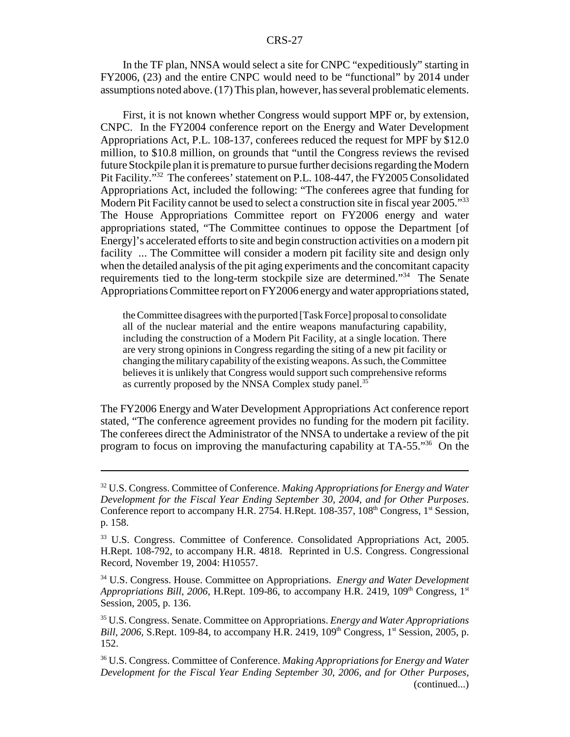In the TF plan, NNSA would select a site for CNPC "expeditiously" starting in FY2006, (23) and the entire CNPC would need to be "functional" by 2014 under assumptions noted above. (17) This plan, however, has several problematic elements.

First, it is not known whether Congress would support MPF or, by extension, CNPC. In the FY2004 conference report on the Energy and Water Development Appropriations Act, P.L. 108-137, conferees reduced the request for MPF by $12.0 million, to $10.8 million, on grounds that "until the Congress reviews the revised future Stockpile plan it is premature to pursue further decisions regarding the Modern Pit Facility."[32] The conferees' statement on P.L. 108-447, the FY2005 Consolidated Appropriations Act, included the following: "The conferees agree that funding for Modern Pit Facility cannot be used to select a construction site in fiscal year 2005."[33] The House Appropriations Committee report on FY2006 energy and water appropriations stated, "The Committee continues to oppose the Department [of Energy]'s accelerated efforts to site and begin construction activities on a modern pit facility ... The Committee will consider a modern pit facility site and design only when the detailed analysis of the pit aging experiments and the concomitant capacity requirements tied to the long-term stockpile size are determined."[34] The Senate Appropriations Committee report on FY2006 energy and water appropriations stated,

> the Committee disagrees with the purported [Task Force] proposal to consolidate all of the nuclear material and the entire weapons manufacturing capability, including the construction of a Modern Pit Facility, at a single location. There are very strong opinions in Congress regarding the siting of a new pit facility or changing the military capability of the existing weapons. As such, the Committee believes it is unlikely that Congress would support such comprehensive reforms as currently proposed by the NNSA Complex study panel.[35]

The FY2006 Energy and Water Development Appropriations Act conference report stated, "The conference agreement provides no funding for the modern pit facility. The conferees direct the Administrator of the NNSA to undertake a review of the pit program to focus on improving the manufacturing capability at TA-55."[36] On the

---

[32] U.S. Congress. Committee of Conference. *Making Appropriations for Energy and Water Development for the Fiscal Year Ending September 30, 2004, and for Other Purposes*. Conference report to accompany H.R. 2754. H.Rept. 108-357, 108th Congress, 1st Session, p. 158.

[33] U.S. Congress. Committee of Conference. Consolidated Appropriations Act, 2005. H.Rept. 108-792, to accompany H.R. 4818. Reprinted in U.S. Congress. Congressional Record, November 19, 2004: H10557.

[34] U.S. Congress. House. Committee on Appropriations. *Energy and Water Development Appropriations Bill, 2006*, H.Rept. 109-86, to accompany H.R. 2419, 109th Congress, 1st Session, 2005, p. 136.

[35] U.S. Congress. Senate. Committee on Appropriations. *Energy and Water Appropriations Bill, 2006*, S.Rept. 109-84, to accompany H.R. 2419, 109th Congress, 1st Session, 2005, p. 152.

[36] U.S. Congress. Committee of Conference. *Making Appropriations for Energy and Water Development for the Fiscal Year Ending September 30, 2006, and for Other Purposes*, (continued...)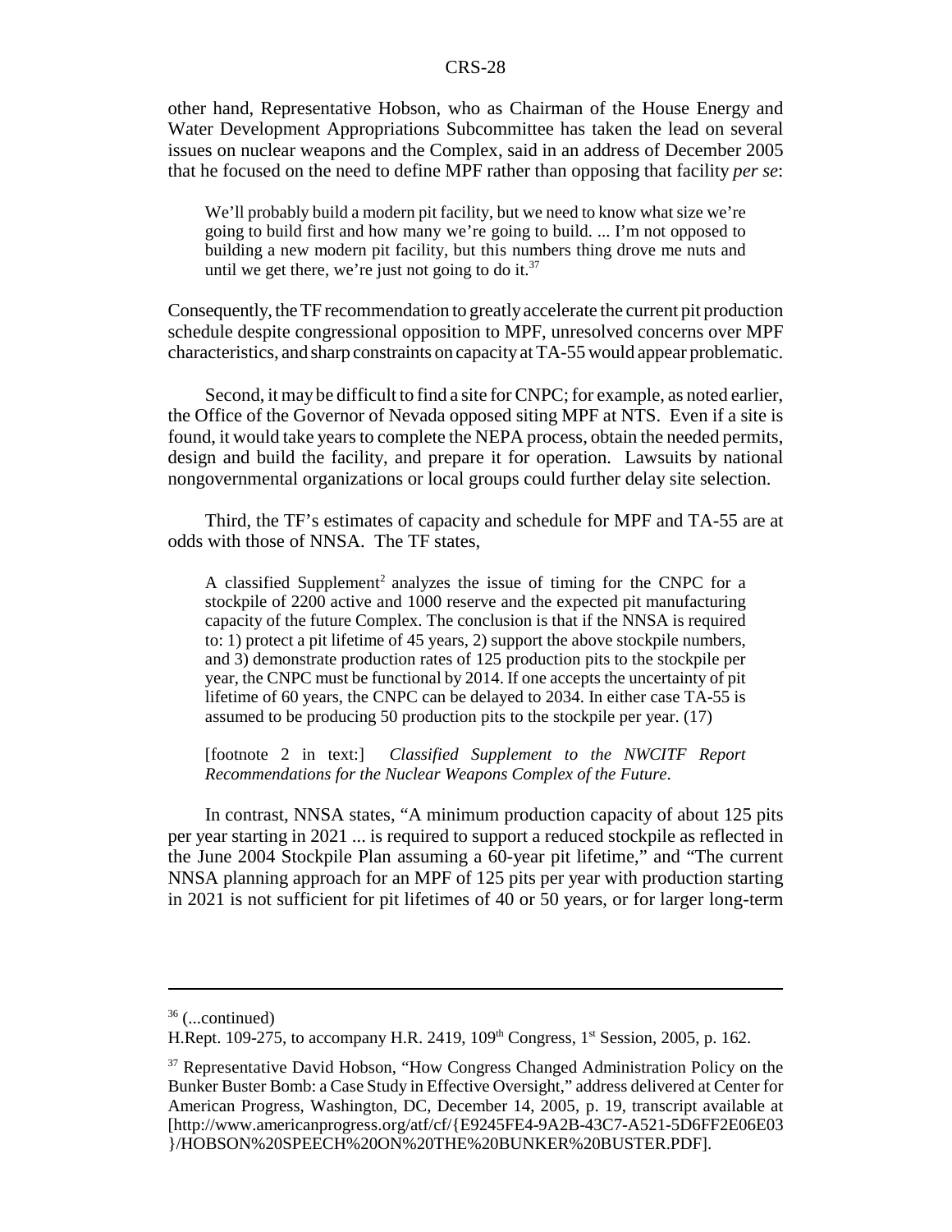other hand, Representative Hobson, who as Chairman of the House Energy and Water Development Appropriations Subcommittee has taken the lead on several issues on nuclear weapons and the Complex, said in an address of December 2005 that he focused on the need to define MPF rather than opposing that facility *per se*:

> We'll probably build a modern pit facility, but we need to know what size we're going to build first and how many we're going to build. ... I'm not opposed to building a new modern pit facility, but this numbers thing drove me nuts and until we get there, we're just not going to do it.[37]

Consequently, the TF recommendation to greatly accelerate the current pit production schedule despite congressional opposition to MPF, unresolved concerns over MPF characteristics, and sharp constraints on capacity at TA-55 would appear problematic.

Second, it may be difficult to find a site for CNPC; for example, as noted earlier, the Office of the Governor of Nevada opposed siting MPF at NTS. Even if a site is found, it would take years to complete the NEPA process, obtain the needed permits, design and build the facility, and prepare it for operation. Lawsuits by national nongovernmental organizations or local groups could further delay site selection.

Third, the TF's estimates of capacity and schedule for MPF and TA-55 are at odds with those of NNSA. The TF states,

> A classified Supplement[2] analyzes the issue of timing for the CNPC for a stockpile of 2200 active and 1000 reserve and the expected pit manufacturing capacity of the future Complex. The conclusion is that if the NNSA is required to: 1) protect a pit lifetime of 45 years, 2) support the above stockpile numbers, and 3) demonstrate production rates of 125 production pits to the stockpile per year, the CNPC must be functional by 2014. If one accepts the uncertainty of pit lifetime of 60 years, the CNPC can be delayed to 2034. In either case TA-55 is assumed to be producing 50 production pits to the stockpile per year. (17)
>
> [footnote 2 in text:] *Classified Supplement to the NWCITF Report Recommendations for the Nuclear Weapons Complex of the Future*.

In contrast, NNSA states, "A minimum production capacity of about 125 pits per year starting in 2021 ... is required to support a reduced stockpile as reflected in the June 2004 Stockpile Plan assuming a 60-year pit lifetime," and "The current NNSA planning approach for an MPF of 125 pits per year with production starting in 2021 is not sufficient for pit lifetimes of 40 or 50 years, or for larger long-term

---

[36] (...continued)
H.Rept. 109-275, to accompany H.R. 2419, 109th Congress, 1st Session, 2005, p. 162.

[37] Representative David Hobson, "How Congress Changed Administration Policy on the Bunker Buster Bomb: a Case Study in Effective Oversight," address delivered at Center for American Progress, Washington, DC, December 14, 2005, p. 19, transcript available at [http://www.americanprogress.org/atf/cf/{E9245FE4-9A2B-43C7-A521-5D6FF2E06E03}/HOBSON%20SPEECH%20ON%20THE%20BUNKER%20BUSTER.PDF].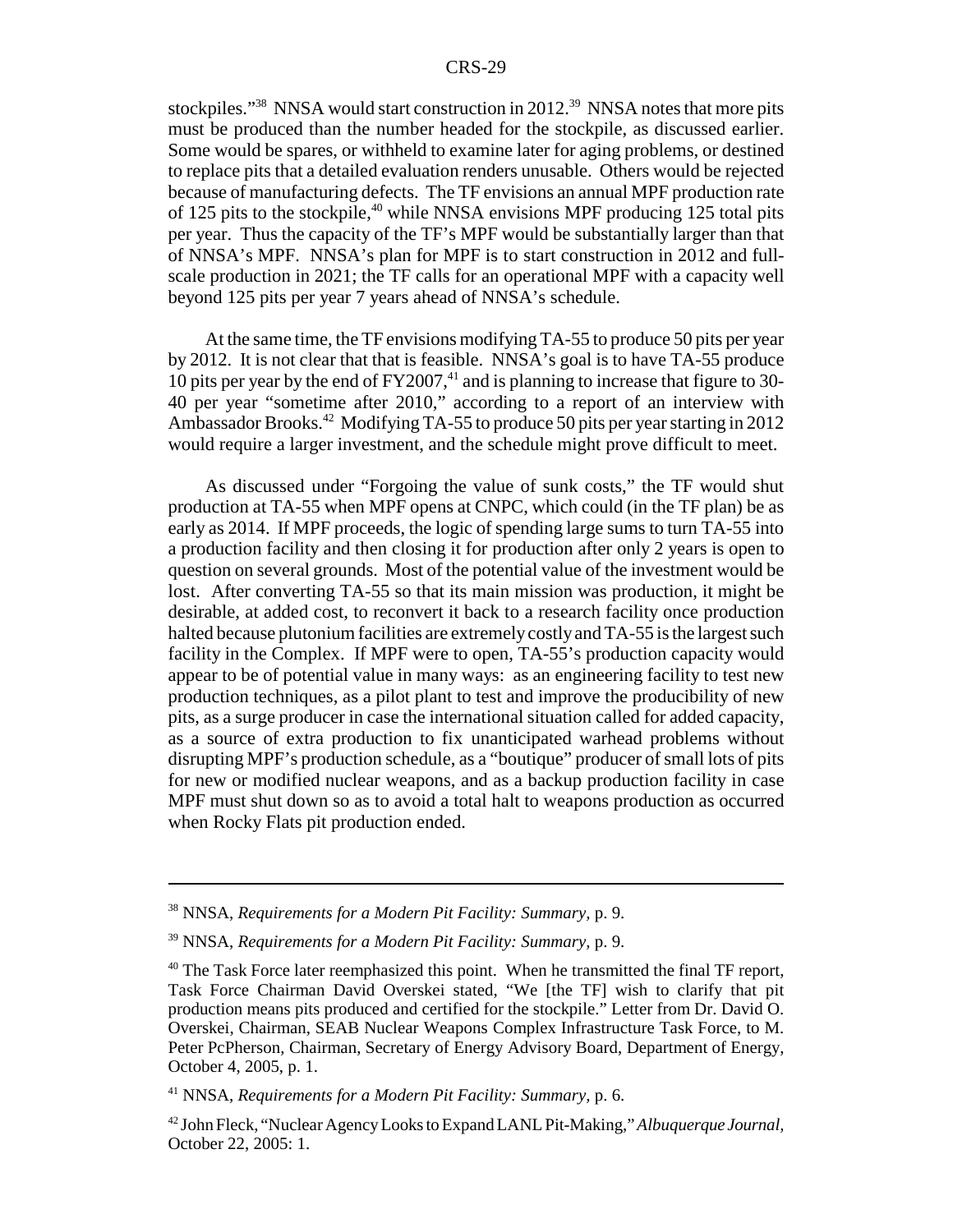stockpiles."[38] NNSA would start construction in 2012.[39] NNSA notes that more pits must be produced than the number headed for the stockpile, as discussed earlier. Some would be spares, or withheld to examine later for aging problems, or destined to replace pits that a detailed evaluation renders unusable. Others would be rejected because of manufacturing defects. The TF envisions an annual MPF production rate of 125 pits to the stockpile,[40] while NNSA envisions MPF producing 125 total pits per year. Thus the capacity of the TF's MPF would be substantially larger than that of NNSA's MPF. NNSA's plan for MPF is to start construction in 2012 and full-scale production in 2021; the TF calls for an operational MPF with a capacity well beyond 125 pits per year 7 years ahead of NNSA's schedule.

At the same time, the TF envisions modifying TA-55 to produce 50 pits per year by 2012. It is not clear that that is feasible. NNSA's goal is to have TA-55 produce 10 pits per year by the end of FY2007,[41] and is planning to increase that figure to 30-40 per year "sometime after 2010," according to a report of an interview with Ambassador Brooks.[42] Modifying TA-55 to produce 50 pits per year starting in 2012 would require a larger investment, and the schedule might prove difficult to meet.

As discussed under "Forgoing the value of sunk costs," the TF would shut production at TA-55 when MPF opens at CNPC, which could (in the TF plan) be as early as 2014. If MPF proceeds, the logic of spending large sums to turn TA-55 into a production facility and then closing it for production after only 2 years is open to question on several grounds. Most of the potential value of the investment would be lost. After converting TA-55 so that its main mission was production, it might be desirable, at added cost, to reconvert it back to a research facility once production halted because plutonium facilities are extremely costly and TA-55 is the largest such facility in the Complex. If MPF were to open, TA-55's production capacity would appear to be of potential value in many ways: as an engineering facility to test new production techniques, as a pilot plant to test and improve the producibility of new pits, as a surge producer in case the international situation called for added capacity, as a source of extra production to fix unanticipated warhead problems without disrupting MPF's production schedule, as a "boutique" producer of small lots of pits for new or modified nuclear weapons, and as a backup production facility in case MPF must shut down so as to avoid a total halt to weapons production as occurred when Rocky Flats pit production ended.

---

[38] NNSA, *Requirements for a Modern Pit Facility: Summary,* p. 9.

[39] NNSA, *Requirements for a Modern Pit Facility: Summary,* p. 9.

[40] The Task Force later reemphasized this point. When he transmitted the final TF report, Task Force Chairman David Overskei stated, "We [the TF] wish to clarify that pit production means pits produced and certified for the stockpile." Letter from Dr. David O. Overskei, Chairman, SEAB Nuclear Weapons Complex Infrastructure Task Force, to M. Peter PcPherson, Chairman, Secretary of Energy Advisory Board, Department of Energy, October 4, 2005, p. 1.

[41] NNSA, *Requirements for a Modern Pit Facility: Summary,* p. 6.

[42] John Fleck, "Nuclear Agency Looks to Expand LANL Pit-Making," *Albuquerque Journal*, October 22, 2005: 1.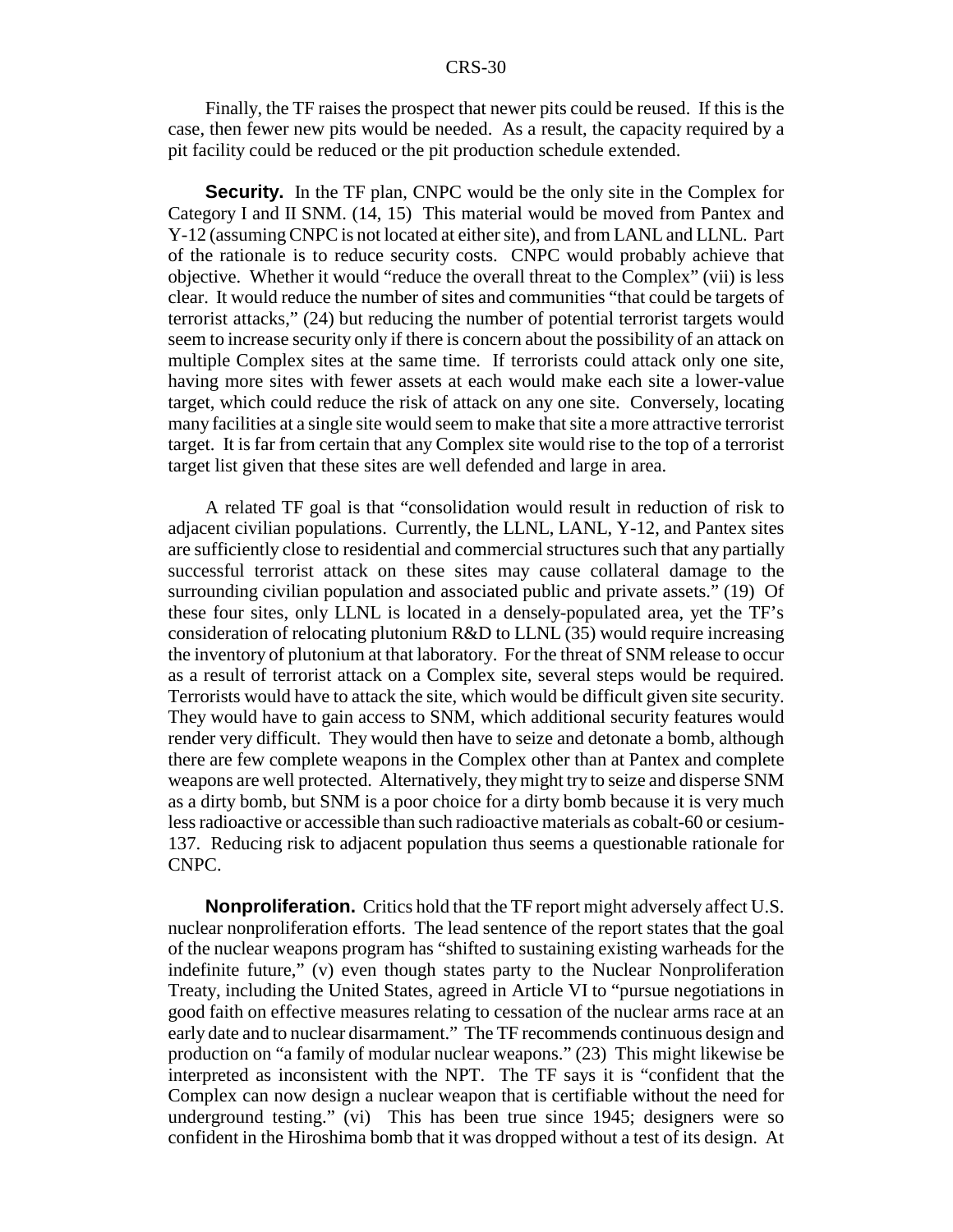Finally, the TF raises the prospect that newer pits could be reused. If this is the case, then fewer new pits would be needed. As a result, the capacity required by a pit facility could be reduced or the pit production schedule extended.

**Security.** In the TF plan, CNPC would be the only site in the Complex for Category I and II SNM. (14, 15) This material would be moved from Pantex and Y-12 (assuming CNPC is not located at either site), and from LANL and LLNL. Part of the rationale is to reduce security costs. CNPC would probably achieve that objective. Whether it would "reduce the overall threat to the Complex" (vii) is less clear. It would reduce the number of sites and communities "that could be targets of terrorist attacks," (24) but reducing the number of potential terrorist targets would seem to increase security only if there is concern about the possibility of an attack on multiple Complex sites at the same time. If terrorists could attack only one site, having more sites with fewer assets at each would make each site a lower-value target, which could reduce the risk of attack on any one site. Conversely, locating many facilities at a single site would seem to make that site a more attractive terrorist target. It is far from certain that any Complex site would rise to the top of a terrorist target list given that these sites are well defended and large in area.

A related TF goal is that "consolidation would result in reduction of risk to adjacent civilian populations. Currently, the LLNL, LANL, Y-12, and Pantex sites are sufficiently close to residential and commercial structures such that any partially successful terrorist attack on these sites may cause collateral damage to the surrounding civilian population and associated public and private assets." (19) Of these four sites, only LLNL is located in a densely-populated area, yet the TF's consideration of relocating plutonium R&D to LLNL (35) would require increasing the inventory of plutonium at that laboratory. For the threat of SNM release to occur as a result of terrorist attack on a Complex site, several steps would be required. Terrorists would have to attack the site, which would be difficult given site security. They would have to gain access to SNM, which additional security features would render very difficult. They would then have to seize and detonate a bomb, although there are few complete weapons in the Complex other than at Pantex and complete weapons are well protected. Alternatively, they might try to seize and disperse SNM as a dirty bomb, but SNM is a poor choice for a dirty bomb because it is very much less radioactive or accessible than such radioactive materials as cobalt-60 or cesium-137. Reducing risk to adjacent population thus seems a questionable rationale for CNPC.

**Nonproliferation.** Critics hold that the TF report might adversely affect U.S. nuclear nonproliferation efforts. The lead sentence of the report states that the goal of the nuclear weapons program has "shifted to sustaining existing warheads for the indefinite future," (v) even though states party to the Nuclear Nonproliferation Treaty, including the United States, agreed in Article VI to "pursue negotiations in good faith on effective measures relating to cessation of the nuclear arms race at an early date and to nuclear disarmament." The TF recommends continuous design and production on "a family of modular nuclear weapons." (23) This might likewise be interpreted as inconsistent with the NPT. The TF says it is "confident that the Complex can now design a nuclear weapon that is certifiable without the need for underground testing." (vi) This has been true since 1945; designers were so confident in the Hiroshima bomb that it was dropped without a test of its design. At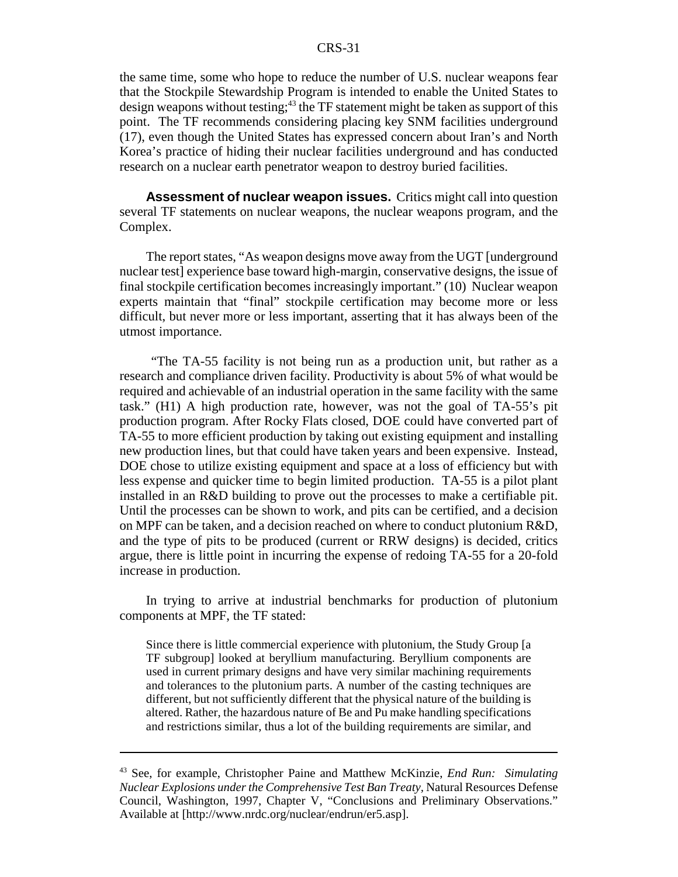the same time, some who hope to reduce the number of U.S. nuclear weapons fear that the Stockpile Stewardship Program is intended to enable the United States to design weapons without testing;[43] the TF statement might be taken as support of this point. The TF recommends considering placing key SNM facilities underground (17), even though the United States has expressed concern about Iran's and North Korea's practice of hiding their nuclear facilities underground and has conducted research on a nuclear earth penetrator weapon to destroy buried facilities.

**Assessment of nuclear weapon issues.** Critics might call into question several TF statements on nuclear weapons, the nuclear weapons program, and the Complex.

The report states, "As weapon designs move away from the UGT [underground nuclear test] experience base toward high-margin, conservative designs, the issue of final stockpile certification becomes increasingly important." (10) Nuclear weapon experts maintain that "final" stockpile certification may become more or less difficult, but never more or less important, asserting that it has always been of the utmost importance.

"The TA-55 facility is not being run as a production unit, but rather as a research and compliance driven facility. Productivity is about 5% of what would be required and achievable of an industrial operation in the same facility with the same task." (H1) A high production rate, however, was not the goal of TA-55's pit production program. After Rocky Flats closed, DOE could have converted part of TA-55 to more efficient production by taking out existing equipment and installing new production lines, but that could have taken years and been expensive. Instead, DOE chose to utilize existing equipment and space at a loss of efficiency but with less expense and quicker time to begin limited production. TA-55 is a pilot plant installed in an R&D building to prove out the processes to make a certifiable pit. Until the processes can be shown to work, and pits can be certified, and a decision on MPF can be taken, and a decision reached on where to conduct plutonium R&D, and the type of pits to be produced (current or RRW designs) is decided, critics argue, there is little point in incurring the expense of redoing TA-55 for a 20-fold increase in production.

In trying to arrive at industrial benchmarks for production of plutonium components at MPF, the TF stated:

> Since there is little commercial experience with plutonium, the Study Group [a TF subgroup] looked at beryllium manufacturing. Beryllium components are used in current primary designs and have very similar machining requirements and tolerances to the plutonium parts. A number of the casting techniques are different, but not sufficiently different that the physical nature of the building is altered. Rather, the hazardous nature of Be and Pu make handling specifications and restrictions similar, thus a lot of the building requirements are similar, and

---

[43] See, for example, Christopher Paine and Matthew McKinzie, *End Run: Simulating Nuclear Explosions under the Comprehensive Test Ban Treaty*, Natural Resources Defense Council, Washington, 1997, Chapter V, "Conclusions and Preliminary Observations." Available at [http://www.nrdc.org/nuclear/endrun/er5.asp].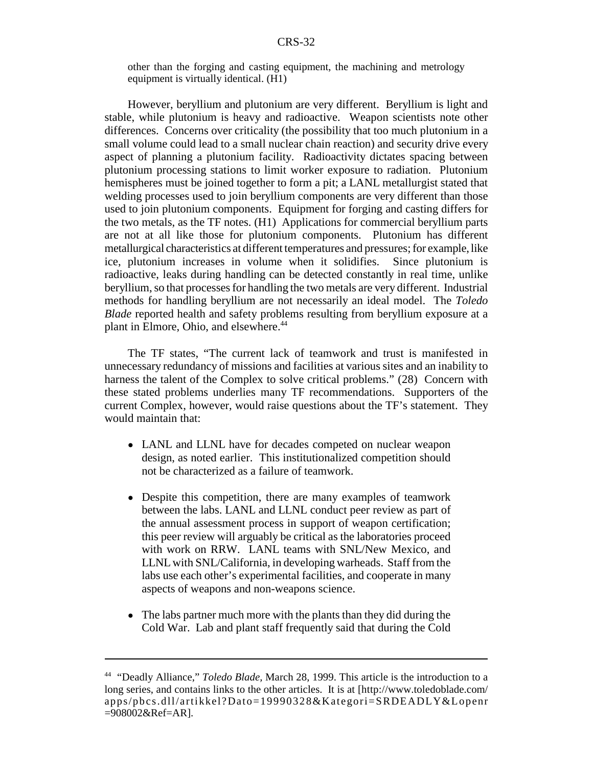other than the forging and casting equipment, the machining and metrology equipment is virtually identical. (H1)

However, beryllium and plutonium are very different. Beryllium is light and stable, while plutonium is heavy and radioactive. Weapon scientists note other differences. Concerns over criticality (the possibility that too much plutonium in a small volume could lead to a small nuclear chain reaction) and security drive every aspect of planning a plutonium facility. Radioactivity dictates spacing between plutonium processing stations to limit worker exposure to radiation. Plutonium hemispheres must be joined together to form a pit; a LANL metallurgist stated that welding processes used to join beryllium components are very different than those used to join plutonium components. Equipment for forging and casting differs for the two metals, as the TF notes. (H1) Applications for commercial beryllium parts are not at all like those for plutonium components. Plutonium has different metallurgical characteristics at different temperatures and pressures; for example, like ice, plutonium increases in volume when it solidifies. Since plutonium is radioactive, leaks during handling can be detected constantly in real time, unlike beryllium, so that processes for handling the two metals are very different. Industrial methods for handling beryllium are not necessarily an ideal model. The *Toledo Blade* reported health and safety problems resulting from beryllium exposure at a plant in Elmore, Ohio, and elsewhere.[44]

The TF states, "The current lack of teamwork and trust is manifested in unnecessary redundancy of missions and facilities at various sites and an inability to harness the talent of the Complex to solve critical problems." (28) Concern with these stated problems underlies many TF recommendations. Supporters of the current Complex, however, would raise questions about the TF's statement. They would maintain that:

- LANL and LLNL have for decades competed on nuclear weapon design, as noted earlier. This institutionalized competition should not be characterized as a failure of teamwork.
- Despite this competition, there are many examples of teamwork between the labs. LANL and LLNL conduct peer review as part of the annual assessment process in support of weapon certification; this peer review will arguably be critical as the laboratories proceed with work on RRW. LANL teams with SNL/New Mexico, and LLNL with SNL/California, in developing warheads. Staff from the labs use each other's experimental facilities, and cooperate in many aspects of weapons and non-weapons science.
- The labs partner much more with the plants than they did during the Cold War. Lab and plant staff frequently said that during the Cold

---

[44] "Deadly Alliance," *Toledo Blade*, March 28, 1999. This article is the introduction to a long series, and contains links to the other articles. It is at [http://www.toledoblade.com/apps/pbcs.dll/artikkel?Dato=19990328&Kategori=SRDEADLY&Lopenr=908002&Ref=AR].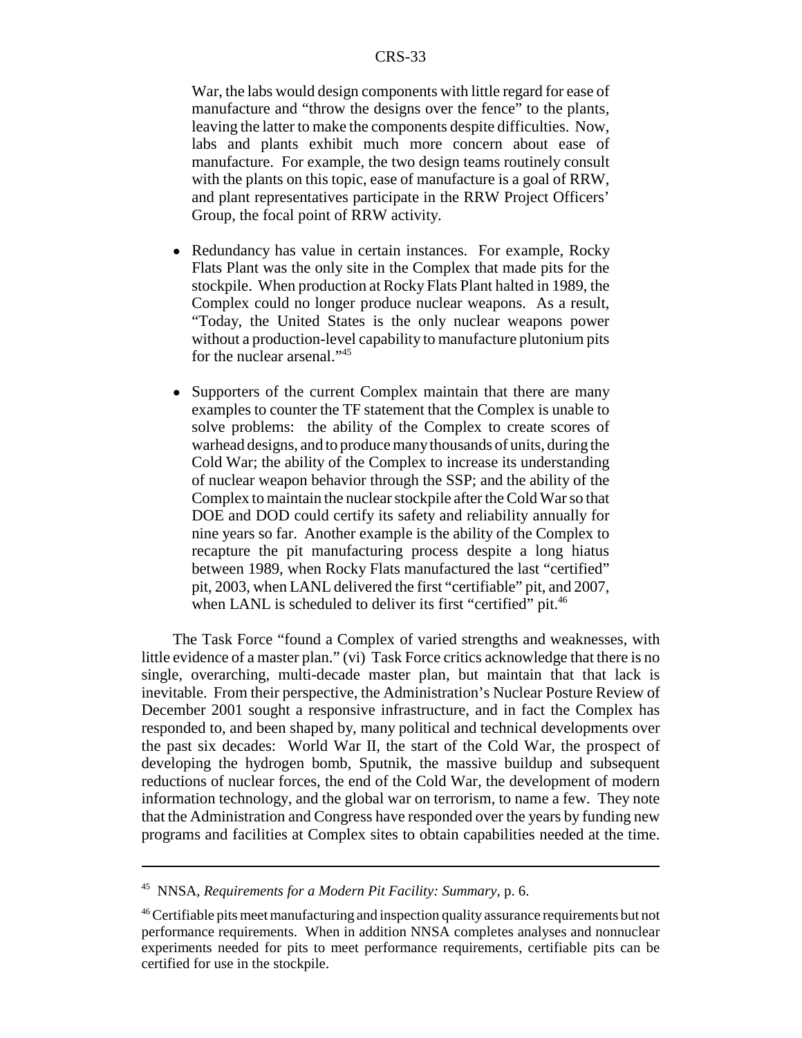War, the labs would design components with little regard for ease of manufacture and "throw the designs over the fence" to the plants, leaving the latter to make the components despite difficulties. Now, labs and plants exhibit much more concern about ease of manufacture. For example, the two design teams routinely consult with the plants on this topic, ease of manufacture is a goal of RRW, and plant representatives participate in the RRW Project Officers' Group, the focal point of RRW activity.

- Redundancy has value in certain instances. For example, Rocky Flats Plant was the only site in the Complex that made pits for the stockpile. When production at Rocky Flats Plant halted in 1989, the Complex could no longer produce nuclear weapons. As a result, "Today, the United States is the only nuclear weapons power without a production-level capability to manufacture plutonium pits for the nuclear arsenal."[45]

- Supporters of the current Complex maintain that there are many examples to counter the TF statement that the Complex is unable to solve problems: the ability of the Complex to create scores of warhead designs, and to produce many thousands of units, during the Cold War; the ability of the Complex to increase its understanding of nuclear weapon behavior through the SSP; and the ability of the Complex to maintain the nuclear stockpile after the Cold War so that DOE and DOD could certify its safety and reliability annually for nine years so far. Another example is the ability of the Complex to recapture the pit manufacturing process despite a long hiatus between 1989, when Rocky Flats manufactured the last "certified" pit, 2003, when LANL delivered the first "certifiable" pit, and 2007, when LANL is scheduled to deliver its first "certified" pit.[46]

The Task Force "found a Complex of varied strengths and weaknesses, with little evidence of a master plan." (vi) Task Force critics acknowledge that there is no single, overarching, multi-decade master plan, but maintain that that lack is inevitable. From their perspective, the Administration's Nuclear Posture Review of December 2001 sought a responsive infrastructure, and in fact the Complex has responded to, and been shaped by, many political and technical developments over the past six decades: World War II, the start of the Cold War, the prospect of developing the hydrogen bomb, Sputnik, the massive buildup and subsequent reductions of nuclear forces, the end of the Cold War, the development of modern information technology, and the global war on terrorism, to name a few. They note that the Administration and Congress have responded over the years by funding new programs and facilities at Complex sites to obtain capabilities needed at the time.

---

[45] NNSA, *Requirements for a Modern Pit Facility: Summary,* p. 6.

[46] Certifiable pits meet manufacturing and inspection quality assurance requirements but not performance requirements. When in addition NNSA completes analyses and nonnuclear experiments needed for pits to meet performance requirements, certifiable pits can be certified for use in the stockpile.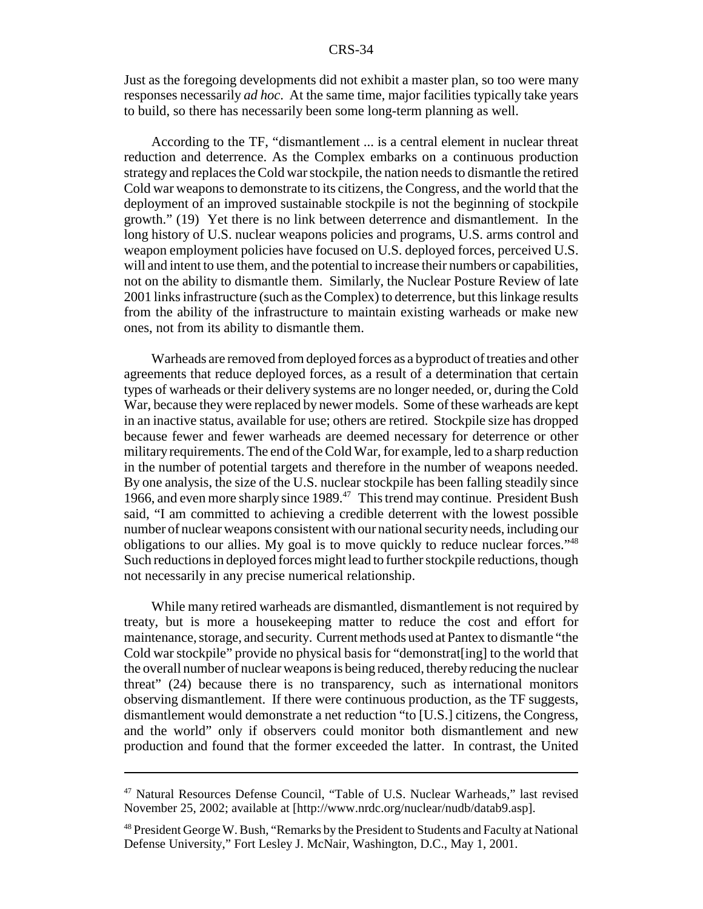Just as the foregoing developments did not exhibit a master plan, so too were many responses necessarily *ad hoc*. At the same time, major facilities typically take years to build, so there has necessarily been some long-term planning as well.

According to the TF, "dismantlement ... is a central element in nuclear threat reduction and deterrence. As the Complex embarks on a continuous production strategy and replaces the Cold war stockpile, the nation needs to dismantle the retired Cold war weapons to demonstrate to its citizens, the Congress, and the world that the deployment of an improved sustainable stockpile is not the beginning of stockpile growth." (19) Yet there is no link between deterrence and dismantlement. In the long history of U.S. nuclear weapons policies and programs, U.S. arms control and weapon employment policies have focused on U.S. deployed forces, perceived U.S. will and intent to use them, and the potential to increase their numbers or capabilities, not on the ability to dismantle them. Similarly, the Nuclear Posture Review of late 2001 links infrastructure (such as the Complex) to deterrence, but this linkage results from the ability of the infrastructure to maintain existing warheads or make new ones, not from its ability to dismantle them.

Warheads are removed from deployed forces as a byproduct of treaties and other agreements that reduce deployed forces, as a result of a determination that certain types of warheads or their delivery systems are no longer needed, or, during the Cold War, because they were replaced by newer models. Some of these warheads are kept in an inactive status, available for use; others are retired. Stockpile size has dropped because fewer and fewer warheads are deemed necessary for deterrence or other military requirements. The end of the Cold War, for example, led to a sharp reduction in the number of potential targets and therefore in the number of weapons needed. By one analysis, the size of the U.S. nuclear stockpile has been falling steadily since 1966, and even more sharply since 1989.[47] This trend may continue. President Bush said, "I am committed to achieving a credible deterrent with the lowest possible number of nuclear weapons consistent with our national security needs, including our obligations to our allies. My goal is to move quickly to reduce nuclear forces."[48] Such reductions in deployed forces might lead to further stockpile reductions, though not necessarily in any precise numerical relationship.

While many retired warheads are dismantled, dismantlement is not required by treaty, but is more a housekeeping matter to reduce the cost and effort for maintenance, storage, and security. Current methods used at Pantex to dismantle "the Cold war stockpile" provide no physical basis for "demonstrat[ing] to the world that the overall number of nuclear weapons is being reduced, thereby reducing the nuclear threat" (24) because there is no transparency, such as international monitors observing dismantlement. If there were continuous production, as the TF suggests, dismantlement would demonstrate a net reduction "to [U.S.] citizens, the Congress, and the world" only if observers could monitor both dismantlement and new production and found that the former exceeded the latter. In contrast, the United

---

[47] Natural Resources Defense Council, "Table of U.S. Nuclear Warheads," last revised November 25, 2002; available at [http://www.nrdc.org/nuclear/nudb/datab9.asp].

[48] President George W. Bush, "Remarks by the President to Students and Faculty at National Defense University," Fort Lesley J. McNair, Washington, D.C., May 1, 2001.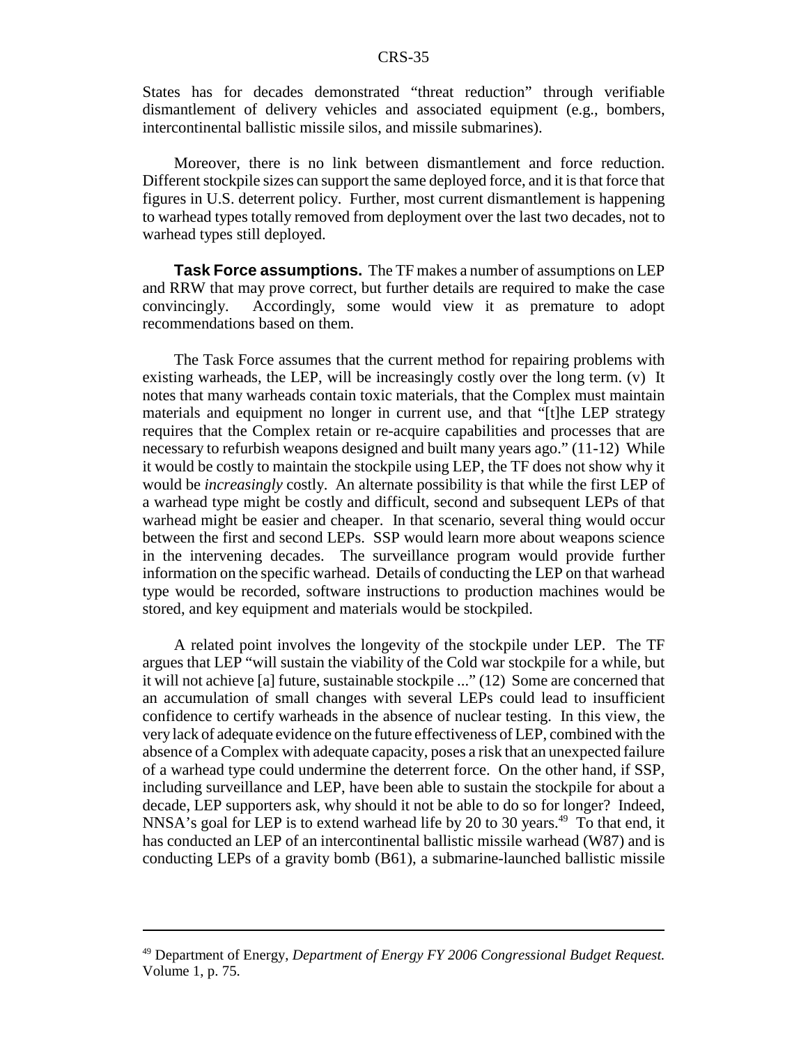States has for decades demonstrated "threat reduction" through verifiable dismantlement of delivery vehicles and associated equipment (e.g., bombers, intercontinental ballistic missile silos, and missile submarines).

Moreover, there is no link between dismantlement and force reduction. Different stockpile sizes can support the same deployed force, and it is that force that figures in U.S. deterrent policy. Further, most current dismantlement is happening to warhead types totally removed from deployment over the last two decades, not to warhead types still deployed.

**Task Force assumptions.** The TF makes a number of assumptions on LEP and RRW that may prove correct, but further details are required to make the case convincingly. Accordingly, some would view it as premature to adopt recommendations based on them.

The Task Force assumes that the current method for repairing problems with existing warheads, the LEP, will be increasingly costly over the long term. (v) It notes that many warheads contain toxic materials, that the Complex must maintain materials and equipment no longer in current use, and that "[t]he LEP strategy requires that the Complex retain or re-acquire capabilities and processes that are necessary to refurbish weapons designed and built many years ago." (11-12) While it would be costly to maintain the stockpile using LEP, the TF does not show why it would be *increasingly* costly. An alternate possibility is that while the first LEP of a warhead type might be costly and difficult, second and subsequent LEPs of that warhead might be easier and cheaper. In that scenario, several thing would occur between the first and second LEPs. SSP would learn more about weapons science in the intervening decades. The surveillance program would provide further information on the specific warhead. Details of conducting the LEP on that warhead type would be recorded, software instructions to production machines would be stored, and key equipment and materials would be stockpiled.

A related point involves the longevity of the stockpile under LEP. The TF argues that LEP "will sustain the viability of the Cold war stockpile for a while, but it will not achieve [a] future, sustainable stockpile ..." (12) Some are concerned that an accumulation of small changes with several LEPs could lead to insufficient confidence to certify warheads in the absence of nuclear testing. In this view, the very lack of adequate evidence on the future effectiveness of LEP, combined with the absence of a Complex with adequate capacity, poses a risk that an unexpected failure of a warhead type could undermine the deterrent force. On the other hand, if SSP, including surveillance and LEP, have been able to sustain the stockpile for about a decade, LEP supporters ask, why should it not be able to do so for longer? Indeed, NNSA's goal for LEP is to extend warhead life by 20 to 30 years.[49] To that end, it has conducted an LEP of an intercontinental ballistic missile warhead (W87) and is conducting LEPs of a gravity bomb (B61), a submarine-launched ballistic missile

---

[49] Department of Energy, *Department of Energy FY 2006 Congressional Budget Request.* Volume 1, p. 75.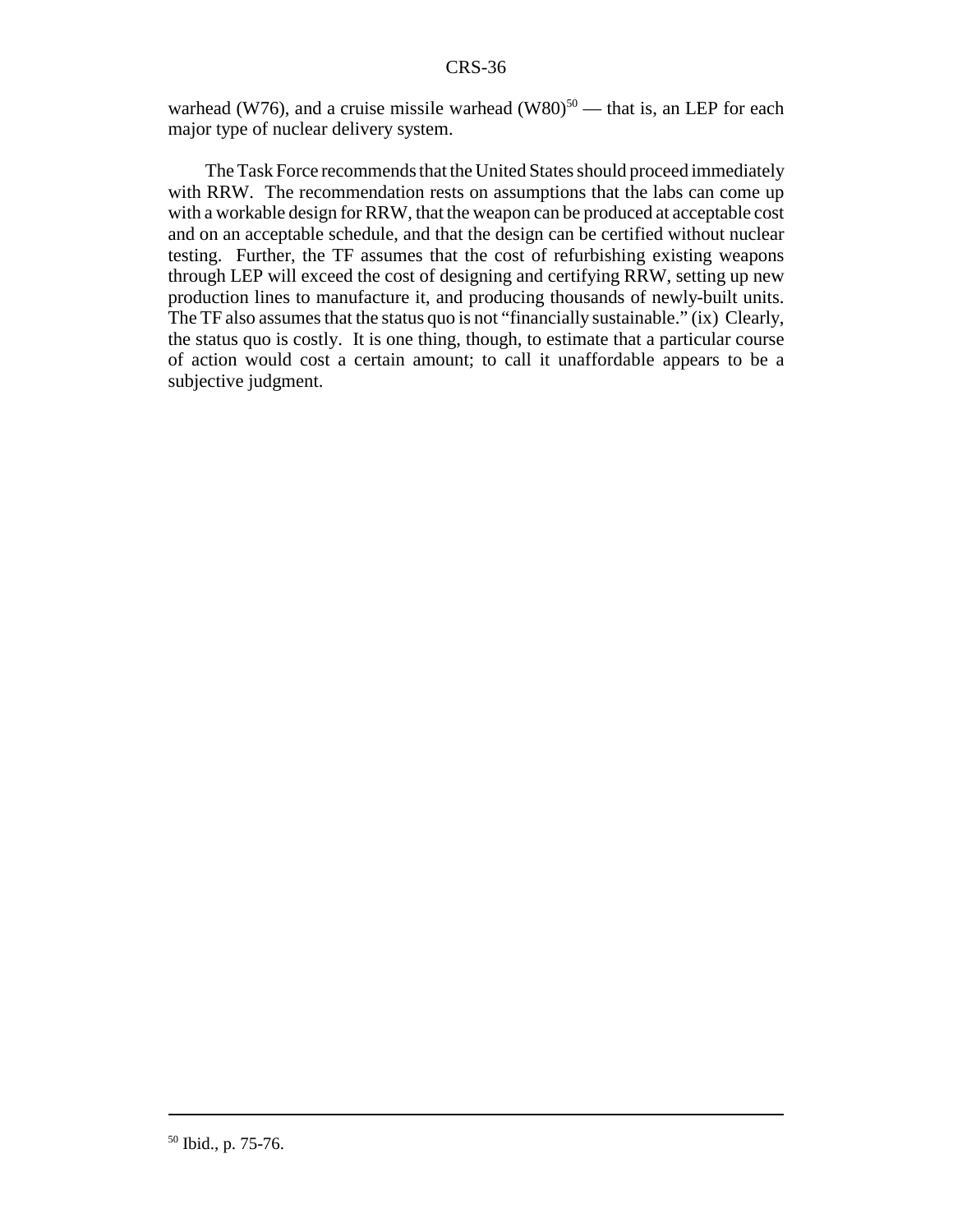warhead (W76), and a cruise missile warhead (W80)[50] — that is, an LEP for each major type of nuclear delivery system.

The Task Force recommends that the United States should proceed immediately with RRW. The recommendation rests on assumptions that the labs can come up with a workable design for RRW, that the weapon can be produced at acceptable cost and on an acceptable schedule, and that the design can be certified without nuclear testing. Further, the TF assumes that the cost of refurbishing existing weapons through LEP will exceed the cost of designing and certifying RRW, setting up new production lines to manufacture it, and producing thousands of newly-built units. The TF also assumes that the status quo is not "financially sustainable." (ix) Clearly, the status quo is costly. It is one thing, though, to estimate that a particular course of action would cost a certain amount; to call it unaffordable appears to be a subjective judgment.

---

[50] Ibid., p. 75-76.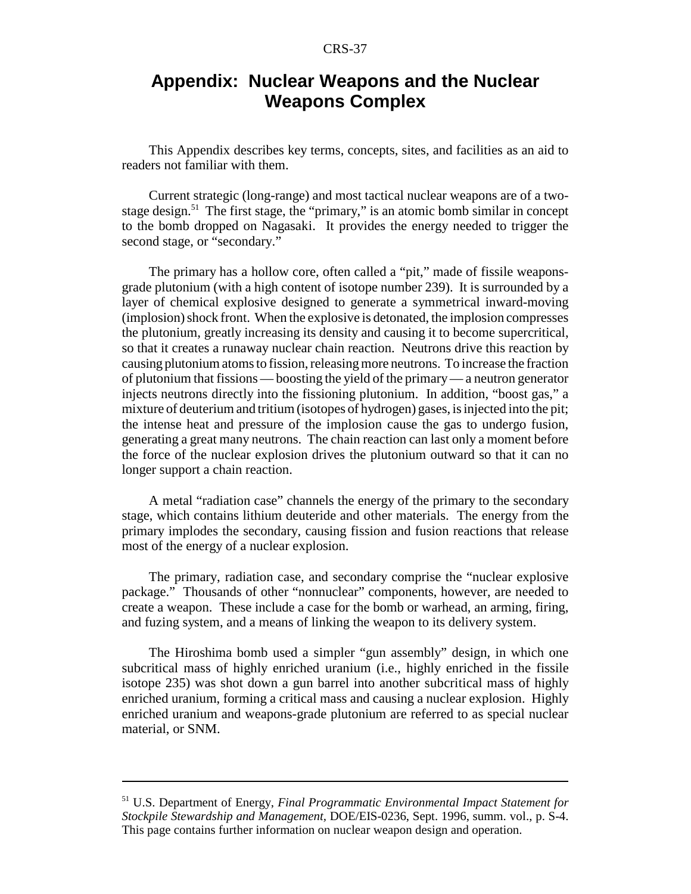# Appendix: Nuclear Weapons and the Nuclear Weapons Complex

This Appendix describes key terms, concepts, sites, and facilities as an aid to readers not familiar with them.

Current strategic (long-range) and most tactical nuclear weapons are of a two-stage design.[51] The first stage, the "primary," is an atomic bomb similar in concept to the bomb dropped on Nagasaki. It provides the energy needed to trigger the second stage, or "secondary."

The primary has a hollow core, often called a "pit," made of fissile weapons-grade plutonium (with a high content of isotope number 239). It is surrounded by a layer of chemical explosive designed to generate a symmetrical inward-moving (implosion) shock front. When the explosive is detonated, the implosion compresses the plutonium, greatly increasing its density and causing it to become supercritical, so that it creates a runaway nuclear chain reaction. Neutrons drive this reaction by causing plutonium atoms to fission, releasing more neutrons. To increase the fraction of plutonium that fissions — boosting the yield of the primary — a neutron generator injects neutrons directly into the fissioning plutonium. In addition, "boost gas," a mixture of deuterium and tritium (isotopes of hydrogen) gases, is injected into the pit; the intense heat and pressure of the implosion cause the gas to undergo fusion, generating a great many neutrons. The chain reaction can last only a moment before the force of the nuclear explosion drives the plutonium outward so that it can no longer support a chain reaction.

A metal "radiation case" channels the energy of the primary to the secondary stage, which contains lithium deuteride and other materials. The energy from the primary implodes the secondary, causing fission and fusion reactions that release most of the energy of a nuclear explosion.

The primary, radiation case, and secondary comprise the "nuclear explosive package." Thousands of other "nonnuclear" components, however, are needed to create a weapon. These include a case for the bomb or warhead, an arming, firing, and fuzing system, and a means of linking the weapon to its delivery system.

The Hiroshima bomb used a simpler "gun assembly" design, in which one subcritical mass of highly enriched uranium (i.e., highly enriched in the fissile isotope 235) was shot down a gun barrel into another subcritical mass of highly enriched uranium, forming a critical mass and causing a nuclear explosion. Highly enriched uranium and weapons-grade plutonium are referred to as special nuclear material, or SNM.

---

[51] U.S. Department of Energy, *Final Programmatic Environmental Impact Statement for Stockpile Stewardship and Management,* DOE/EIS-0236, Sept. 1996, summ. vol., p. S-4. This page contains further information on nuclear weapon design and operation.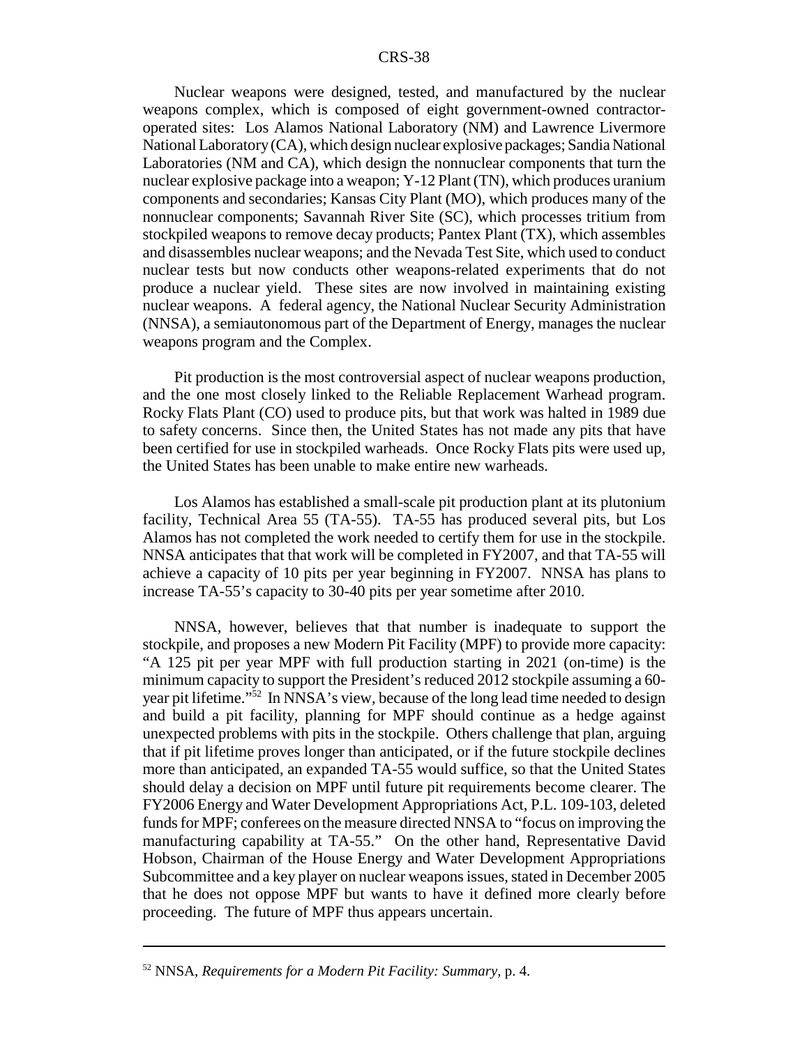Nuclear weapons were designed, tested, and manufactured by the nuclear weapons complex, which is composed of eight government-owned contractor-operated sites: Los Alamos National Laboratory (NM) and Lawrence Livermore National Laboratory (CA), which design nuclear explosive packages; Sandia National Laboratories (NM and CA), which design the nonnuclear components that turn the nuclear explosive package into a weapon; Y-12 Plant (TN), which produces uranium components and secondaries; Kansas City Plant (MO), which produces many of the nonnuclear components; Savannah River Site (SC), which processes tritium from stockpiled weapons to remove decay products; Pantex Plant (TX), which assembles and disassembles nuclear weapons; and the Nevada Test Site, which used to conduct nuclear tests but now conducts other weapons-related experiments that do not produce a nuclear yield. These sites are now involved in maintaining existing nuclear weapons. A federal agency, the National Nuclear Security Administration (NNSA), a semiautonomous part of the Department of Energy, manages the nuclear weapons program and the Complex.

Pit production is the most controversial aspect of nuclear weapons production, and the one most closely linked to the Reliable Replacement Warhead program. Rocky Flats Plant (CO) used to produce pits, but that work was halted in 1989 due to safety concerns. Since then, the United States has not made any pits that have been certified for use in stockpiled warheads. Once Rocky Flats pits were used up, the United States has been unable to make entire new warheads.

Los Alamos has established a small-scale pit production plant at its plutonium facility, Technical Area 55 (TA-55). TA-55 has produced several pits, but Los Alamos has not completed the work needed to certify them for use in the stockpile. NNSA anticipates that that work will be completed in FY2007, and that TA-55 will achieve a capacity of 10 pits per year beginning in FY2007. NNSA has plans to increase TA-55's capacity to 30-40 pits per year sometime after 2010.

NNSA, however, believes that that number is inadequate to support the stockpile, and proposes a new Modern Pit Facility (MPF) to provide more capacity: "A 125 pit per year MPF with full production starting in 2021 (on-time) is the minimum capacity to support the President's reduced 2012 stockpile assuming a 60-year pit lifetime."[52] In NNSA's view, because of the long lead time needed to design and build a pit facility, planning for MPF should continue as a hedge against unexpected problems with pits in the stockpile. Others challenge that plan, arguing that if pit lifetime proves longer than anticipated, or if the future stockpile declines more than anticipated, an expanded TA-55 would suffice, so that the United States should delay a decision on MPF until future pit requirements become clearer. The FY2006 Energy and Water Development Appropriations Act, P.L. 109-103, deleted funds for MPF; conferees on the measure directed NNSA to "focus on improving the manufacturing capability at TA-55." On the other hand, Representative David Hobson, Chairman of the House Energy and Water Development Appropriations Subcommittee and a key player on nuclear weapons issues, stated in December 2005 that he does not oppose MPF but wants to have it defined more clearly before proceeding. The future of MPF thus appears uncertain.

---

[52] NNSA, *Requirements for a Modern Pit Facility: Summary*, p. 4.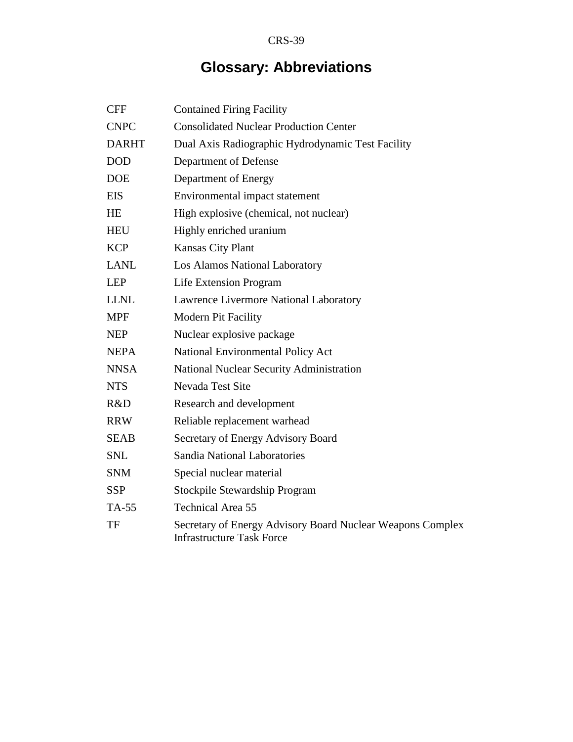# Glossary: Abbreviations

| | |
|---|---|
| CFF | Contained Firing Facility |
| CNPC | Consolidated Nuclear Production Center |
| DARHT | Dual Axis Radiographic Hydrodynamic Test Facility |
| DOD | Department of Defense |
| DOE | Department of Energy |
| EIS | Environmental impact statement |
| HE | High explosive (chemical, not nuclear) |
| HEU | Highly enriched uranium |
| KCP | Kansas City Plant |
| LANL | Los Alamos National Laboratory |
| LEP | Life Extension Program |
| LLNL | Lawrence Livermore National Laboratory |
| MPF | Modern Pit Facility |
| NEP | Nuclear explosive package |
| NEPA | National Environmental Policy Act |
| NNSA | National Nuclear Security Administration |
| NTS | Nevada Test Site |
| R&D | Research and development |
| RRW | Reliable replacement warhead |
| SEAB | Secretary of Energy Advisory Board |
| SNL | Sandia National Laboratories |
| SNM | Special nuclear material |
| SSP | Stockpile Stewardship Program |
| TA-55 | Technical Area 55 |
| TF | Secretary of Energy Advisory Board Nuclear Weapons Complex Infrastructure Task Force |